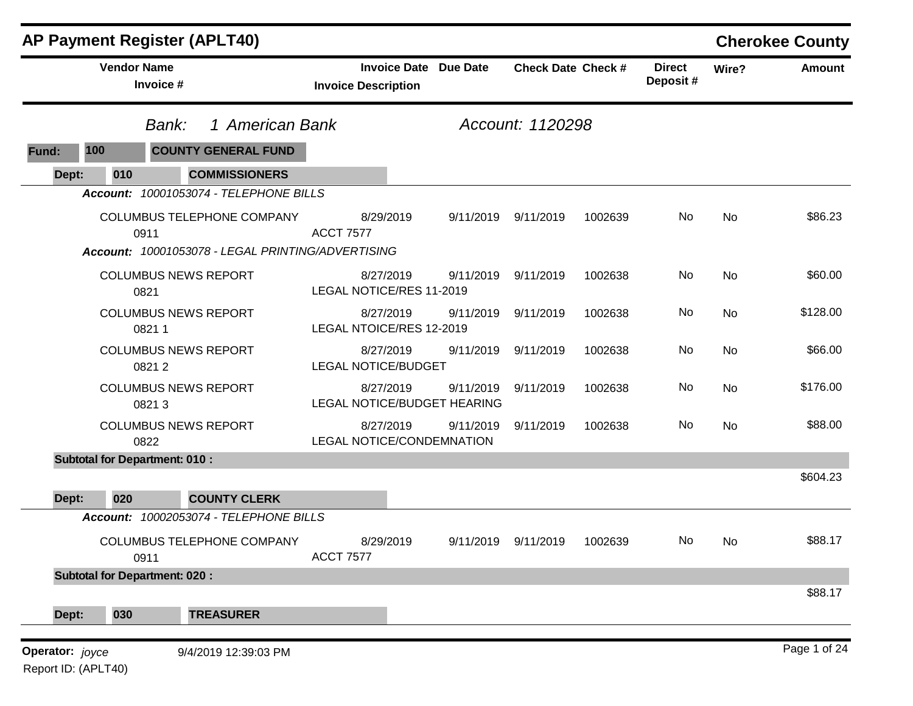# AP Payment Register (APLT40)

## Cherokee County

*Bank:* *1 American Bank* *Account: 1120298*

**Fund: 100 COUNTY GENERAL FUND**

**Dept: 010 COMMISSIONERS**

***Account:*** *10001053074 - TELEPHONE BILLS*

| Vendor Name / Invoice # | Invoice Date / Invoice Description | Due Date | Check Date | Check # | Direct Deposit # | Wire? | Amount |
|---|---|---|---|---|---|---|---|
| COLUMBUS TELEPHONE COMPANY 0911 | 8/29/2019 ACCT 7577 | 9/11/2019 | 9/11/2019 | 1002639 | No | No | $86.23 |

***Account:*** *10001053078 - LEGAL PRINTING/ADVERTISING*

| Vendor Name / Invoice # | Invoice Date / Invoice Description | Due Date | Check Date | Check # | Direct Deposit # | Wire? | Amount |
|---|---|---|---|---|---|---|---|
| COLUMBUS NEWS REPORT 0821 | 8/27/2019 LEGAL NOTICE/RES 11-2019 | 9/11/2019 | 9/11/2019 | 1002638 | No | No | $60.00 |
| COLUMBUS NEWS REPORT 0821 1 | 8/27/2019 LEGAL NTOICE/RES 12-2019 | 9/11/2019 | 9/11/2019 | 1002638 | No | No | $128.00 |
| COLUMBUS NEWS REPORT 0821 2 | 8/27/2019 LEGAL NOTICE/BUDGET | 9/11/2019 | 9/11/2019 | 1002638 | No | No | $66.00 |
| COLUMBUS NEWS REPORT 0821 3 | 8/27/2019 LEGAL NOTICE/BUDGET HEARING | 9/11/2019 | 9/11/2019 | 1002638 | No | No | $176.00 |
| COLUMBUS NEWS REPORT 0822 | 8/27/2019 LEGAL NOTICE/CONDEMNATION | 9/11/2019 | 9/11/2019 | 1002638 | No | No | $88.00 |

**Subtotal for Department: 010 :** $604.23

**Dept: 020 COUNTY CLERK**

***Account:*** *10002053074 - TELEPHONE BILLS*

| Vendor Name / Invoice # | Invoice Date / Invoice Description | Due Date | Check Date | Check # | Direct Deposit # | Wire? | Amount |
|---|---|---|---|---|---|---|---|
| COLUMBUS TELEPHONE COMPANY 0911 | 8/29/2019 ACCT 7577 | 9/11/2019 | 9/11/2019 | 1002639 | No | No | $88.17 |

**Subtotal for Department: 020 :** $88.17

**Dept: 030 TREASURER**

**Operator:** *joyce* 9/4/2019 12:39:03 PM

Report ID: (APLT40)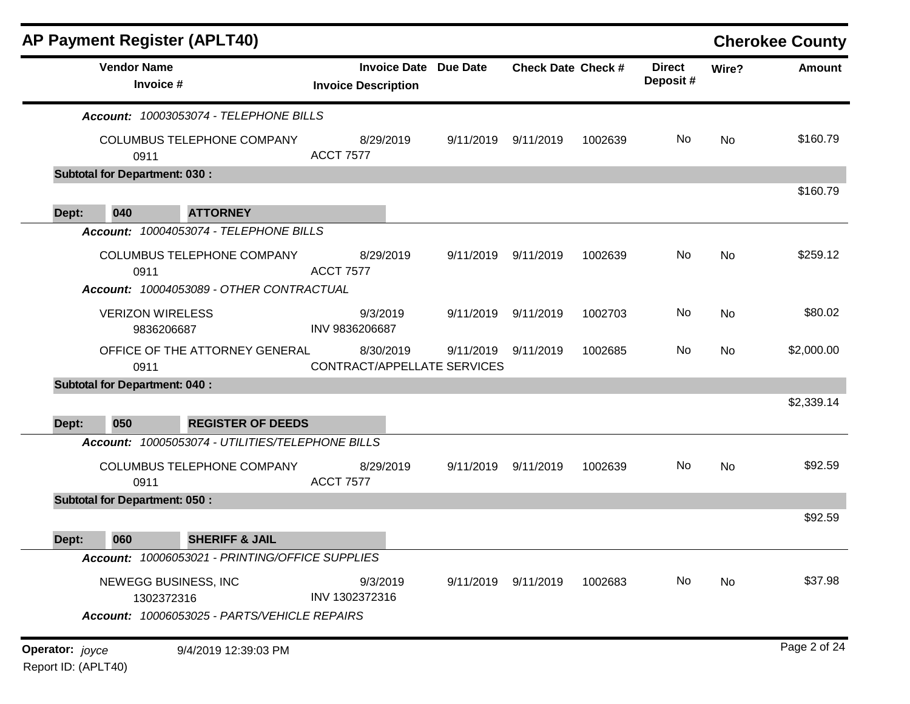## AP Payment Register (APLT40) — Cherokee County

| Vendor Name / Invoice # | Invoice Date / Invoice Description | Due Date | Check Date | Check # | Direct Deposit # | Wire? | Amount |
|---|---|---|---|---|---|---|---|
| ***Account:*** *10003053074 - TELEPHONE BILLS* | | | | | | | |
| COLUMBUS TELEPHONE COMPANY<br>0911 | 8/29/2019<br>ACCT 7577 | 9/11/2019 | 9/11/2019 | 1002639 | No | No | $160.79 |
| **Subtotal for Department: 030 :** | | | | | | | $160.79 |
| **Dept: 040 ATTORNEY** | | | | | | | |
| ***Account:*** *10004053074 - TELEPHONE BILLS* | | | | | | | |
| COLUMBUS TELEPHONE COMPANY<br>0911 | 8/29/2019<br>ACCT 7577 | 9/11/2019 | 9/11/2019 | 1002639 | No | No | $259.12 |
| ***Account:*** *10004053089 - OTHER CONTRACTUAL* | | | | | | | |
| VERIZON WIRELESS<br>9836206687 | 9/3/2019<br>INV 9836206687 | 9/11/2019 | 9/11/2019 | 1002703 | No | No | $80.02 |
| OFFICE OF THE ATTORNEY GENERAL<br>0911 | 8/30/2019<br>CONTRACT/APPELLATE SERVICES | 9/11/2019 | 9/11/2019 | 1002685 | No | No | $2,000.00 |
| **Subtotal for Department: 040 :** | | | | | | | $2,339.14 |
| **Dept: 050 REGISTER OF DEEDS** | | | | | | | |
| ***Account:*** *10005053074 - UTILITIES/TELEPHONE BILLS* | | | | | | | |
| COLUMBUS TELEPHONE COMPANY<br>0911 | 8/29/2019<br>ACCT 7577 | 9/11/2019 | 9/11/2019 | 1002639 | No | No | $92.59 |
| **Subtotal for Department: 050 :** | | | | | | | $92.59 |
| **Dept: 060 SHERIFF & JAIL** | | | | | | | |
| ***Account:*** *10006053021 - PRINTING/OFFICE SUPPLIES* | | | | | | | |
| NEWEGG BUSINESS, INC<br>1302372316 | 9/3/2019<br>INV 1302372316 | 9/11/2019 | 9/11/2019 | 1002683 | No | No | $37.98 |
| ***Account:*** *10006053025 - PARTS/VEHICLE REPAIRS* | | | | | | | |

**Operator:** *joyce* 9/4/2019 12:39:03 PM

Report ID: (APLT40)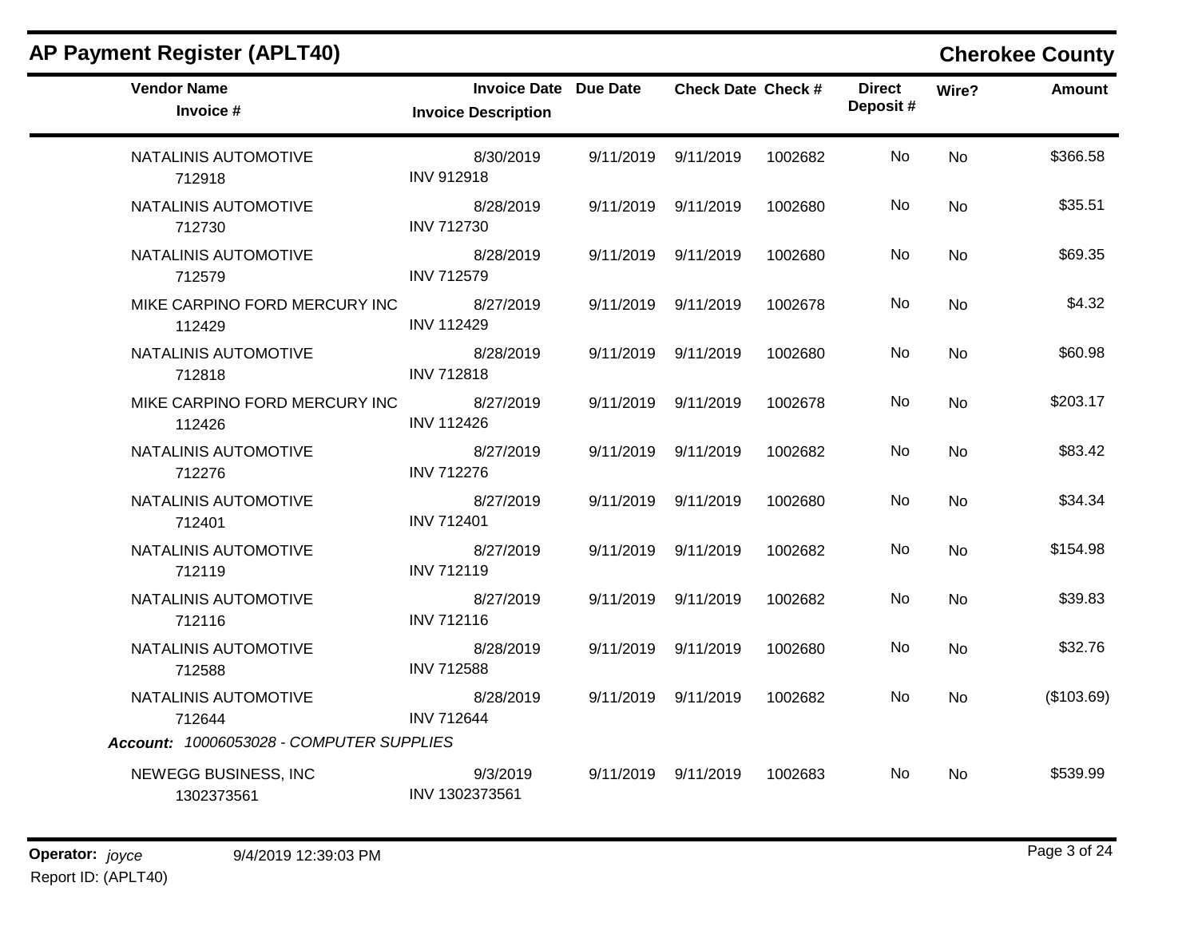## AP Payment Register (APLT40)

**Cherokee County**

| Vendor Name / Invoice # | Invoice Date / Invoice Description | Due Date | Check Date | Check # | Direct Deposit # | Wire? | Amount |
|---|---|---|---|---|---|---|---|
| NATALINIS AUTOMOTIVE<br>712918 | 8/30/2019<br>INV 912918 | 9/11/2019 | 9/11/2019 | 1002682 | No | No | $366.58 |
| NATALINIS AUTOMOTIVE<br>712730 | 8/28/2019<br>INV 712730 | 9/11/2019 | 9/11/2019 | 1002680 | No | No | $35.51 |
| NATALINIS AUTOMOTIVE<br>712579 | 8/28/2019<br>INV 712579 | 9/11/2019 | 9/11/2019 | 1002680 | No | No | $69.35 |
| MIKE CARPINO FORD MERCURY INC<br>112429 | 8/27/2019<br>INV 112429 | 9/11/2019 | 9/11/2019 | 1002678 | No | No | $4.32 |
| NATALINIS AUTOMOTIVE<br>712818 | 8/28/2019<br>INV 712818 | 9/11/2019 | 9/11/2019 | 1002680 | No | No | $60.98 |
| MIKE CARPINO FORD MERCURY INC<br>112426 | 8/27/2019<br>INV 112426 | 9/11/2019 | 9/11/2019 | 1002678 | No | No | $203.17 |
| NATALINIS AUTOMOTIVE<br>712276 | 8/27/2019<br>INV 712276 | 9/11/2019 | 9/11/2019 | 1002682 | No | No | $83.42 |
| NATALINIS AUTOMOTIVE<br>712401 | 8/27/2019<br>INV 712401 | 9/11/2019 | 9/11/2019 | 1002680 | No | No | $34.34 |
| NATALINIS AUTOMOTIVE<br>712119 | 8/27/2019<br>INV 712119 | 9/11/2019 | 9/11/2019 | 1002682 | No | No | $154.98 |
| NATALINIS AUTOMOTIVE<br>712116 | 8/27/2019<br>INV 712116 | 9/11/2019 | 9/11/2019 | 1002682 | No | No | $39.83 |
| NATALINIS AUTOMOTIVE<br>712588 | 8/28/2019<br>INV 712588 | 9/11/2019 | 9/11/2019 | 1002680 | No | No | $32.76 |
| NATALINIS AUTOMOTIVE<br>712644 | 8/28/2019<br>INV 712644 | 9/11/2019 | 9/11/2019 | 1002682 | No | No | ($103.69) |
| ***Account:*** *10006053028 - COMPUTER SUPPLIES* | | | | | | | |
| NEWEGG BUSINESS, INC<br>1302373561 | 9/3/2019<br>INV 1302373561 | 9/11/2019 | 9/11/2019 | 1002683 | No | No | $539.99 |

**Operator:** *joyce* 9/4/2019 12:39:03 PM

Report ID: (APLT40)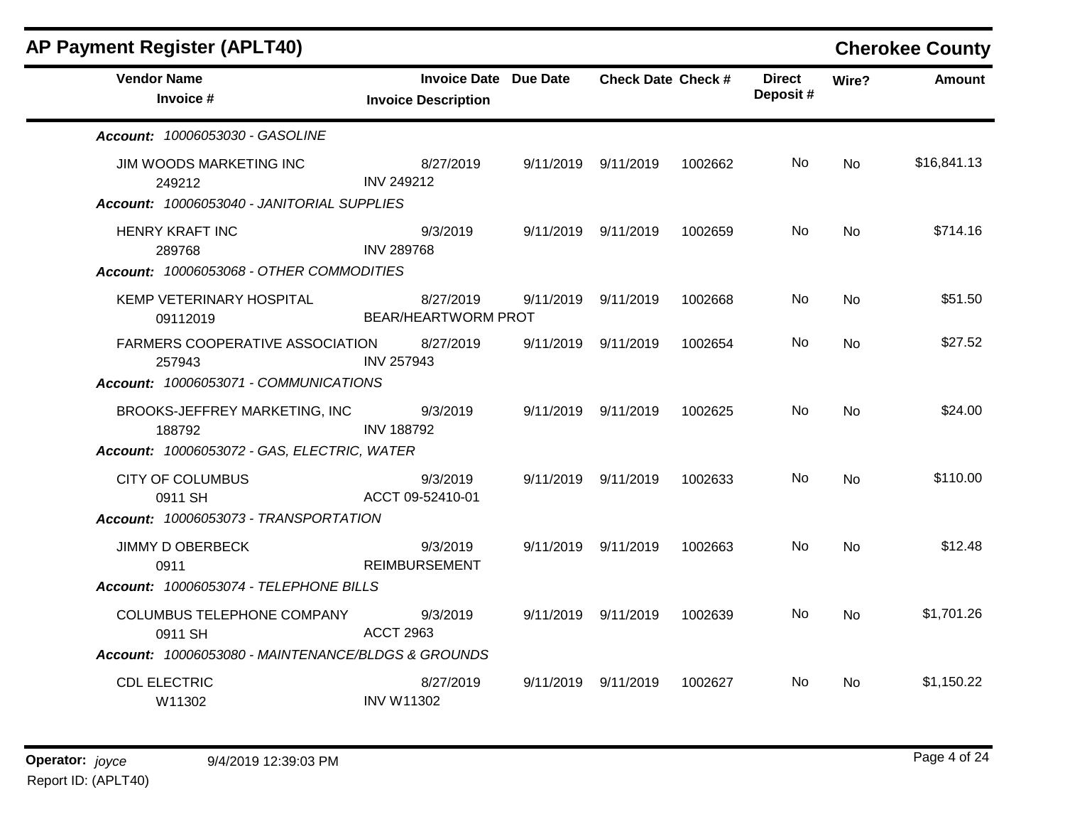## AP Payment Register (APLT40)

**Cherokee County**

| Vendor Name / Invoice # | Invoice Date / Invoice Description | Due Date | Check Date | Check # | Direct Deposit # | Wire? | Amount |
|---|---|---|---|---|---|---|---|
| ***Account: 10006053030 - GASOLINE*** | | | | | | | |
| JIM WOODS MARKETING INC<br>249212 | 8/27/2019<br>INV 249212 | 9/11/2019 | 9/11/2019 | 1002662 | No | No | $16,841.13 |
| ***Account: 10006053040 - JANITORIAL SUPPLIES*** | | | | | | | |
| HENRY KRAFT INC<br>289768 | 9/3/2019<br>INV 289768 | 9/11/2019 | 9/11/2019 | 1002659 | No | No | $714.16 |
| ***Account: 10006053068 - OTHER COMMODITIES*** | | | | | | | |
| KEMP VETERINARY HOSPITAL<br>09112019 | 8/27/2019<br>BEAR/HEARTWORM PROT | 9/11/2019 | 9/11/2019 | 1002668 | No | No | $51.50 |
| FARMERS COOPERATIVE ASSOCIATION<br>257943 | 8/27/2019<br>INV 257943 | 9/11/2019 | 9/11/2019 | 1002654 | No | No | $27.52 |
| ***Account: 10006053071 - COMMUNICATIONS*** | | | | | | | |
| BROOKS-JEFFREY MARKETING, INC<br>188792 | 9/3/2019<br>INV 188792 | 9/11/2019 | 9/11/2019 | 1002625 | No | No | $24.00 |
| ***Account: 10006053072 - GAS, ELECTRIC, WATER*** | | | | | | | |
| CITY OF COLUMBUS<br>0911 SH | 9/3/2019<br>ACCT 09-52410-01 | 9/11/2019 | 9/11/2019 | 1002633 | No | No | $110.00 |
| ***Account: 10006053073 - TRANSPORTATION*** | | | | | | | |
| JIMMY D OBERBECK<br>0911 | 9/3/2019<br>REIMBURSEMENT | 9/11/2019 | 9/11/2019 | 1002663 | No | No | $12.48 |
| ***Account: 10006053074 - TELEPHONE BILLS*** | | | | | | | |
| COLUMBUS TELEPHONE COMPANY<br>0911 SH | 9/3/2019<br>ACCT 2963 | 9/11/2019 | 9/11/2019 | 1002639 | No | No | $1,701.26 |
| ***Account: 10006053080 - MAINTENANCE/BLDGS & GROUNDS*** | | | | | | | |
| CDL ELECTRIC<br>W11302 | 8/27/2019<br>INV W11302 | 9/11/2019 | 9/11/2019 | 1002627 | No | No | $1,150.22 |

**Operator:** *joyce* 9/4/2019 12:39:03 PM

Report ID: (APLT40)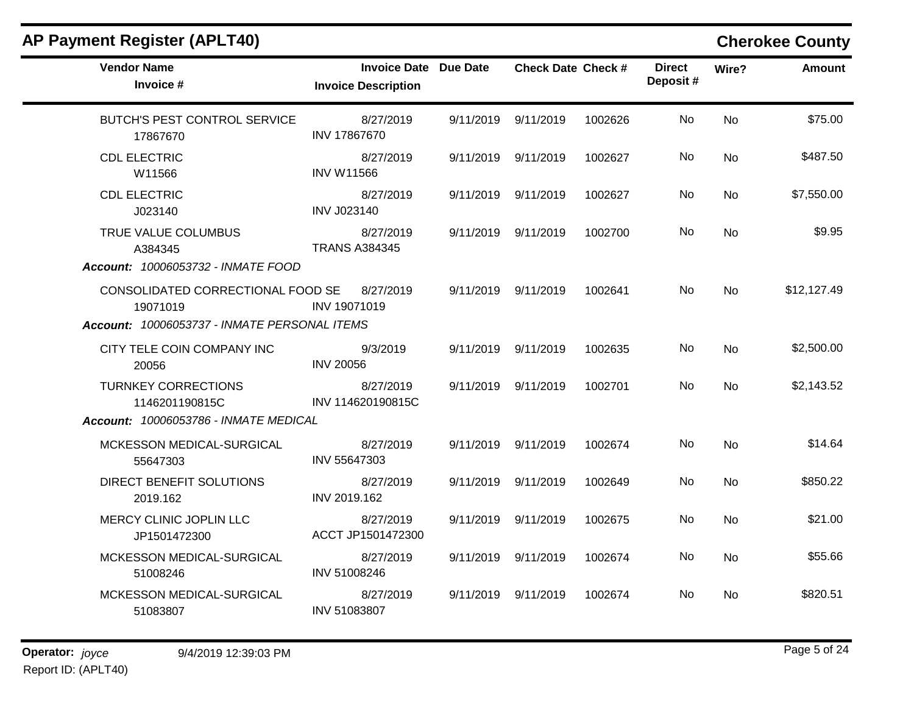## AP Payment Register (APLT40)

**Cherokee County**

| Vendor Name / Invoice # | Invoice Date / Invoice Description | Due Date | Check Date | Check # | Direct Deposit # | Wire? | Amount |
|---|---|---|---|---|---|---|---|
| BUTCH'S PEST CONTROL SERVICE<br>17867670 | 8/27/2019<br>INV 17867670 | 9/11/2019 | 9/11/2019 | 1002626 | No | No | $75.00 |
| CDL ELECTRIC<br>W11566 | 8/27/2019<br>INV W11566 | 9/11/2019 | 9/11/2019 | 1002627 | No | No | $487.50 |
| CDL ELECTRIC<br>J023140 | 8/27/2019<br>INV J023140 | 9/11/2019 | 9/11/2019 | 1002627 | No | No | $7,550.00 |
| TRUE VALUE COLUMBUS<br>A384345 | 8/27/2019<br>TRANS A384345 | 9/11/2019 | 9/11/2019 | 1002700 | No | No | $9.95 |
| ***Account:* 10006053732 - INMATE FOOD** | | | | | | | |
| CONSOLIDATED CORRECTIONAL FOOD SE<br>19071019 | 8/27/2019<br>INV 19071019 | 9/11/2019 | 9/11/2019 | 1002641 | No | No | $12,127.49 |
| ***Account:* 10006053737 - INMATE PERSONAL ITEMS** | | | | | | | |
| CITY TELE COIN COMPANY INC<br>20056 | 9/3/2019<br>INV 20056 | 9/11/2019 | 9/11/2019 | 1002635 | No | No | $2,500.00 |
| TURNKEY CORRECTIONS<br>1146201190815C | 8/27/2019<br>INV 114620190815C | 9/11/2019 | 9/11/2019 | 1002701 | No | No | $2,143.52 |
| ***Account:* 10006053786 - INMATE MEDICAL** | | | | | | | |
| MCKESSON MEDICAL-SURGICAL<br>55647303 | 8/27/2019<br>INV 55647303 | 9/11/2019 | 9/11/2019 | 1002674 | No | No | $14.64 |
| DIRECT BENEFIT SOLUTIONS<br>2019.162 | 8/27/2019<br>INV 2019.162 | 9/11/2019 | 9/11/2019 | 1002649 | No | No | $850.22 |
| MERCY CLINIC JOPLIN LLC<br>JP1501472300 | 8/27/2019<br>ACCT JP1501472300 | 9/11/2019 | 9/11/2019 | 1002675 | No | No | $21.00 |
| MCKESSON MEDICAL-SURGICAL<br>51008246 | 8/27/2019<br>INV 51008246 | 9/11/2019 | 9/11/2019 | 1002674 | No | No | $55.66 |
| MCKESSON MEDICAL-SURGICAL<br>51083807 | 8/27/2019<br>INV 51083807 | 9/11/2019 | 9/11/2019 | 1002674 | No | No | $820.51 |

**Operator:** *joyce* 9/4/2019 12:39:03 PM

Report ID: (APLT40)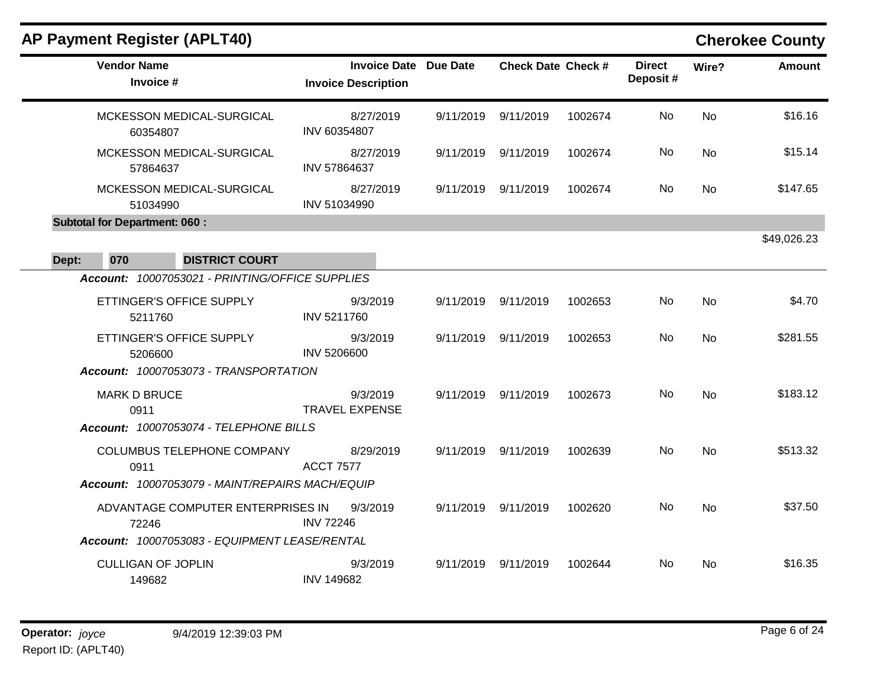## AP Payment Register (APLT40)

**Cherokee County**

| Vendor Name / Invoice # | Invoice Date / Invoice Description | Due Date | Check Date | Check # | Direct Deposit # | Wire? | Amount |
|---|---|---|---|---|---|---|---|
| MCKESSON MEDICAL-SURGICAL<br>60354807 | 8/27/2019<br>INV 60354807 | 9/11/2019 | 9/11/2019 | 1002674 | No | No | $16.16 |
| MCKESSON MEDICAL-SURGICAL<br>57864637 | 8/27/2019<br>INV 57864637 | 9/11/2019 | 9/11/2019 | 1002674 | No | No | $15.14 |
| MCKESSON MEDICAL-SURGICAL<br>51034990 | 8/27/2019<br>INV 51034990 | 9/11/2019 | 9/11/2019 | 1002674 | No | No | $147.65 |
| **Subtotal for Department: 060 :** | | | | | | | $49,026.23 |

**Dept: 070 DISTRICT COURT**

*Account: 10007053021 - PRINTING/OFFICE SUPPLIES*

| Vendor Name / Invoice # | Invoice Date / Invoice Description | Due Date | Check Date | Check # | Direct Deposit # | Wire? | Amount |
|---|---|---|---|---|---|---|---|
| ETTINGER'S OFFICE SUPPLY<br>5211760 | 9/3/2019<br>INV 5211760 | 9/11/2019 | 9/11/2019 | 1002653 | No | No | $4.70 |
| ETTINGER'S OFFICE SUPPLY<br>5206600 | 9/3/2019<br>INV 5206600 | 9/11/2019 | 9/11/2019 | 1002653 | No | No | $281.55 |

*Account: 10007053073 - TRANSPORTATION*

| Vendor Name / Invoice # | Invoice Date / Invoice Description | Due Date | Check Date | Check # | Direct Deposit # | Wire? | Amount |
|---|---|---|---|---|---|---|---|
| MARK D BRUCE<br>0911 | 9/3/2019<br>TRAVEL EXPENSE | 9/11/2019 | 9/11/2019 | 1002673 | No | No | $183.12 |

*Account: 10007053074 - TELEPHONE BILLS*

| Vendor Name / Invoice # | Invoice Date / Invoice Description | Due Date | Check Date | Check # | Direct Deposit # | Wire? | Amount |
|---|---|---|---|---|---|---|---|
| COLUMBUS TELEPHONE COMPANY<br>0911 | 8/29/2019<br>ACCT 7577 | 9/11/2019 | 9/11/2019 | 1002639 | No | No | $513.32 |

*Account: 10007053079 - MAINT/REPAIRS MACH/EQUIP*

| Vendor Name / Invoice # | Invoice Date / Invoice Description | Due Date | Check Date | Check # | Direct Deposit # | Wire? | Amount |
|---|---|---|---|---|---|---|---|
| ADVANTAGE COMPUTER ENTERPRISES IN<br>72246 | 9/3/2019<br>INV 72246 | 9/11/2019 | 9/11/2019 | 1002620 | No | No | $37.50 |

*Account: 10007053083 - EQUIPMENT LEASE/RENTAL*

| Vendor Name / Invoice # | Invoice Date / Invoice Description | Due Date | Check Date | Check # | Direct Deposit # | Wire? | Amount |
|---|---|---|---|---|---|---|---|
| CULLIGAN OF JOPLIN<br>149682 | 9/3/2019<br>INV 149682 | 9/11/2019 | 9/11/2019 | 1002644 | No | No | $16.35 |

**Operator:** *joyce* 9/4/2019 12:39:03 PM

Report ID: (APLT40)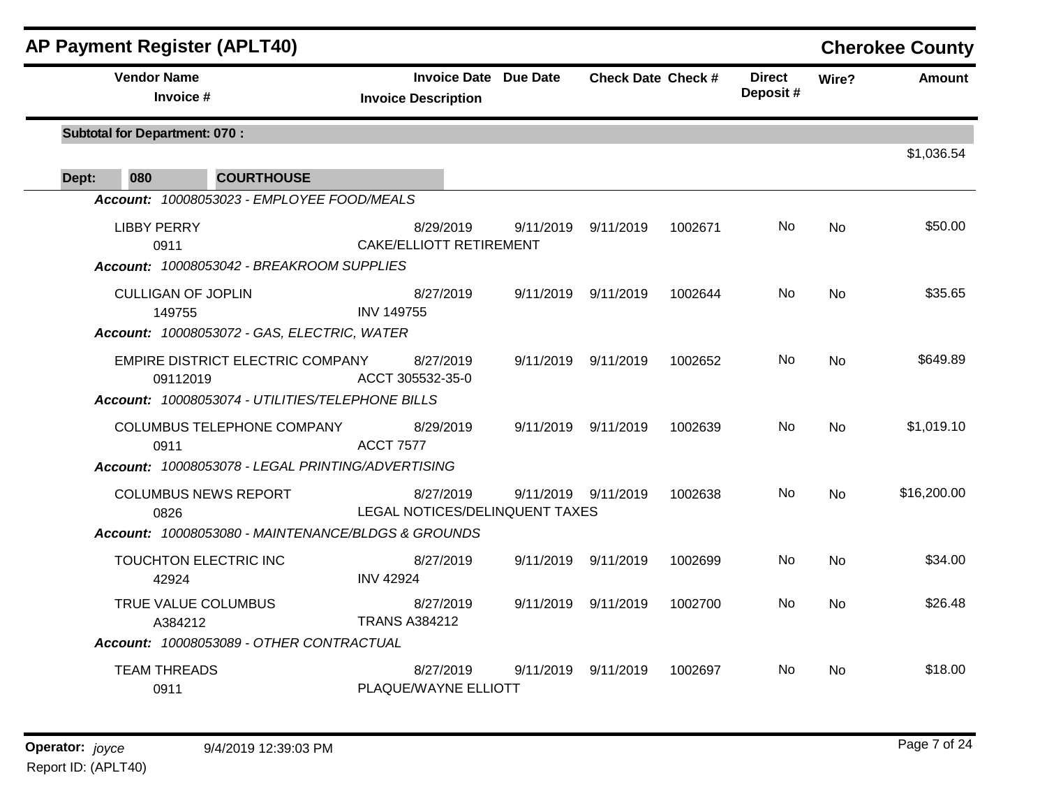# AP Payment Register (APLT40)

## Cherokee County

| Vendor Name / Invoice # | Invoice Date / Invoice Description | Due Date | Check Date | Check # | Direct Deposit # | Wire? | Amount |
|---|---|---|---|---|---|---|---|
| **Subtotal for Department: 070 :** | | | | | | | $1,036.54 |
| **Dept: 080 COURTHOUSE** | | | | | | | |
| ***Account: 10008053023 - EMPLOYEE FOOD/MEALS*** | | | | | | | |
| LIBBY PERRY<br>0911 | 8/29/2019<br>CAKE/ELLIOTT RETIREMENT | 9/11/2019 | 9/11/2019 | 1002671 | No | No | $50.00 |
| ***Account: 10008053042 - BREAKROOM SUPPLIES*** | | | | | | | |
| CULLIGAN OF JOPLIN<br>149755 | 8/27/2019<br>INV 149755 | 9/11/2019 | 9/11/2019 | 1002644 | No | No | $35.65 |
| ***Account: 10008053072 - GAS, ELECTRIC, WATER*** | | | | | | | |
| EMPIRE DISTRICT ELECTRIC COMPANY<br>09112019 | 8/27/2019<br>ACCT 305532-35-0 | 9/11/2019 | 9/11/2019 | 1002652 | No | No | $649.89 |
| ***Account: 10008053074 - UTILITIES/TELEPHONE BILLS*** | | | | | | | |
| COLUMBUS TELEPHONE COMPANY<br>0911 | 8/29/2019<br>ACCT 7577 | 9/11/2019 | 9/11/2019 | 1002639 | No | No | $1,019.10 |
| ***Account: 10008053078 - LEGAL PRINTING/ADVERTISING*** | | | | | | | |
| COLUMBUS NEWS REPORT<br>0826 | 8/27/2019<br>LEGAL NOTICES/DELINQUENT TAXES | 9/11/2019 | 9/11/2019 | 1002638 | No | No | $16,200.00 |
| ***Account: 10008053080 - MAINTENANCE/BLDGS & GROUNDS*** | | | | | | | |
| TOUCHTON ELECTRIC INC<br>42924 | 8/27/2019<br>INV 42924 | 9/11/2019 | 9/11/2019 | 1002699 | No | No | $34.00 |
| TRUE VALUE COLUMBUS<br>A384212 | 8/27/2019<br>TRANS A384212 | 9/11/2019 | 9/11/2019 | 1002700 | No | No | $26.48 |
| ***Account: 10008053089 - OTHER CONTRACTUAL*** | | | | | | | |
| TEAM THREADS<br>0911 | 8/27/2019<br>PLAQUE/WAYNE ELLIOTT | 9/11/2019 | 9/11/2019 | 1002697 | No | No | $18.00 |

**Operator:** *joyce* 9/4/2019 12:39:03 PM

Report ID: (APLT40)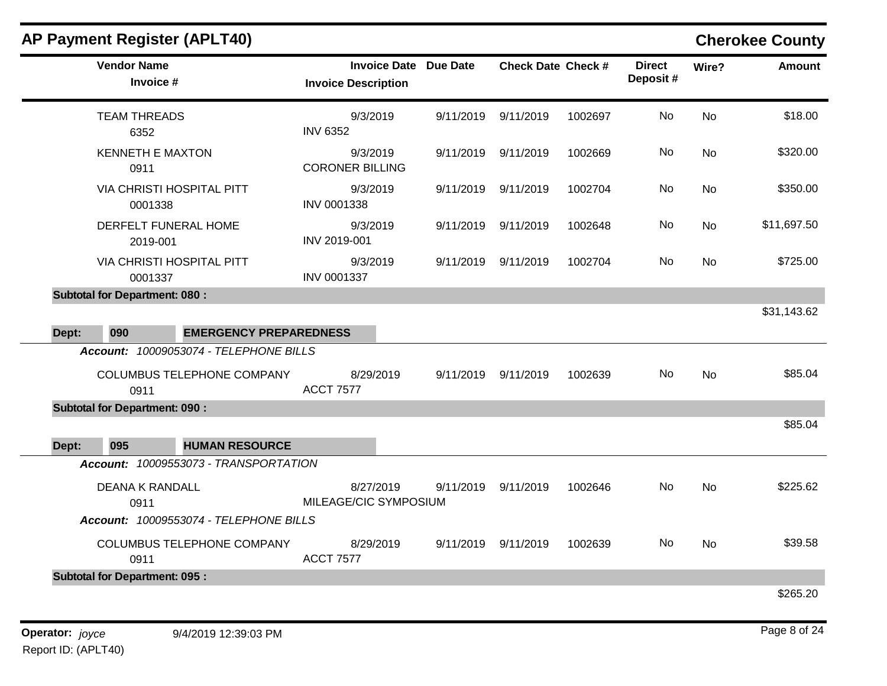## AP Payment Register (APLT40)

**Cherokee County**

| Vendor Name / Invoice # | Invoice Date / Invoice Description | Due Date | Check Date | Check # | Direct Deposit # | Wire? | Amount |
|---|---|---|---|---|---|---|---|
| TEAM THREADS<br>6352 | 9/3/2019<br>INV 6352 | 9/11/2019 | 9/11/2019 | 1002697 | No | No | $18.00 |
| KENNETH E MAXTON<br>0911 | 9/3/2019<br>CORONER BILLING | 9/11/2019 | 9/11/2019 | 1002669 | No | No | $320.00 |
| VIA CHRISTI HOSPITAL PITT<br>0001338 | 9/3/2019<br>INV 0001338 | 9/11/2019 | 9/11/2019 | 1002704 | No | No | $350.00 |
| DERFELT FUNERAL HOME<br>2019-001 | 9/3/2019<br>INV 2019-001 | 9/11/2019 | 9/11/2019 | 1002648 | No | No | $11,697.50 |
| VIA CHRISTI HOSPITAL PITT<br>0001337 | 9/3/2019<br>INV 0001337 | 9/11/2019 | 9/11/2019 | 1002704 | No | No | $725.00 |
| **Subtotal for Department: 080 :** | | | | | | | $31,143.62 |

**Dept: 090 EMERGENCY PREPAREDNESS**

***Account:*** *10009053074 - TELEPHONE BILLS*

| Vendor Name / Invoice # | Invoice Date / Invoice Description | Due Date | Check Date | Check # | Direct Deposit # | Wire? | Amount |
|---|---|---|---|---|---|---|---|
| COLUMBUS TELEPHONE COMPANY<br>0911 | 8/29/2019<br>ACCT 7577 | 9/11/2019 | 9/11/2019 | 1002639 | No | No | $85.04 |
| **Subtotal for Department: 090 :** | | | | | | | $85.04 |

**Dept: 095 HUMAN RESOURCE**

***Account:*** *10009553073 - TRANSPORTATION*

| Vendor Name / Invoice # | Invoice Date / Invoice Description | Due Date | Check Date | Check # | Direct Deposit # | Wire? | Amount |
|---|---|---|---|---|---|---|---|
| DEANA K RANDALL<br>0911 | 8/27/2019<br>MILEAGE/CIC SYMPOSIUM | 9/11/2019 | 9/11/2019 | 1002646 | No | No | $225.62 |

***Account:*** *10009553074 - TELEPHONE BILLS*

| Vendor Name / Invoice # | Invoice Date / Invoice Description | Due Date | Check Date | Check # | Direct Deposit # | Wire? | Amount |
|---|---|---|---|---|---|---|---|
| COLUMBUS TELEPHONE COMPANY<br>0911 | 8/29/2019<br>ACCT 7577 | 9/11/2019 | 9/11/2019 | 1002639 | No | No | $39.58 |
| **Subtotal for Department: 095 :** | | | | | | | $265.20 |

**Operator:** *joyce* 9/4/2019 12:39:03 PM

Report ID: (APLT40)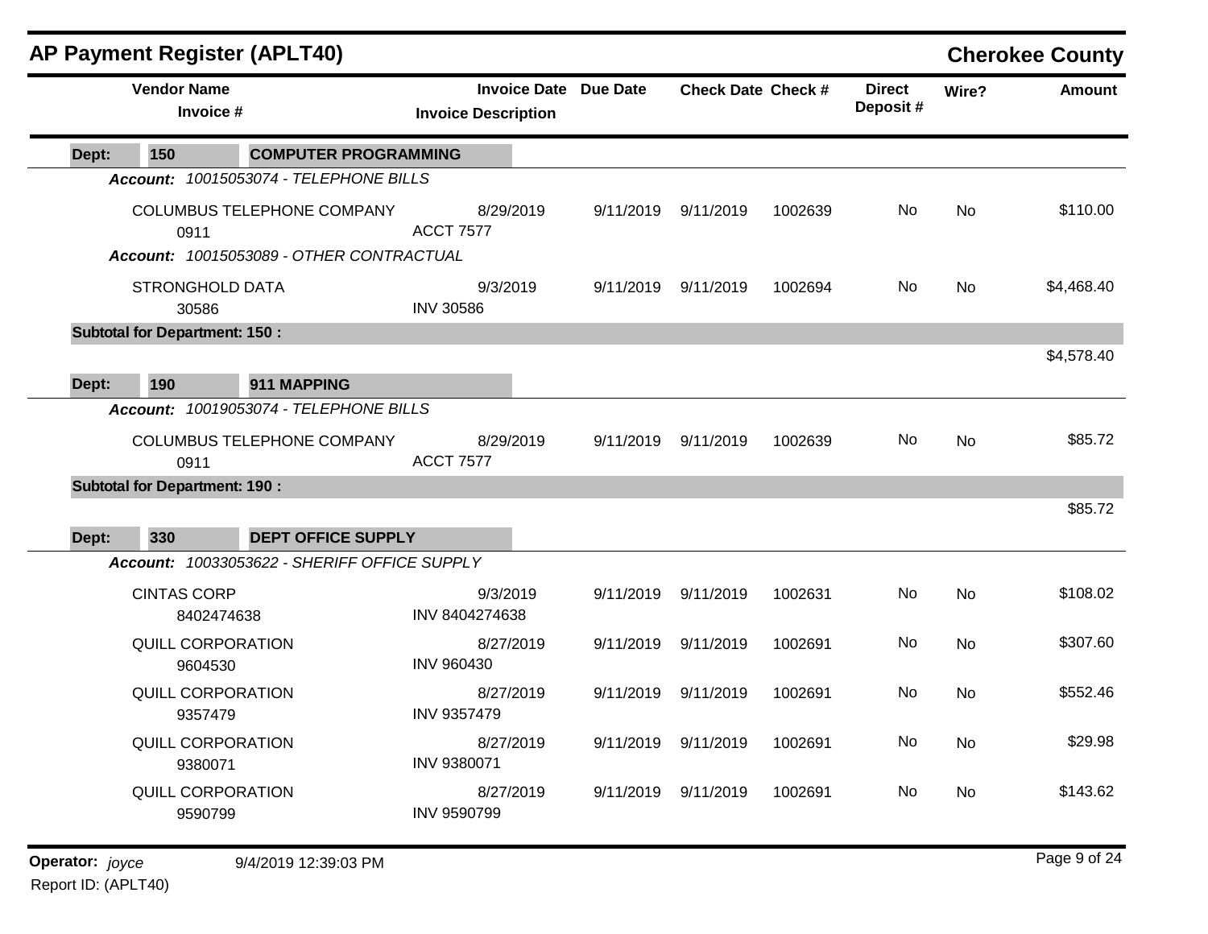# AP Payment Register (APLT40)

## Cherokee County

| Vendor Name / Invoice # | Invoice Date / Invoice Description | Due Date | Check Date | Check # | Direct Deposit # | Wire? | Amount |
|---|---|---|---|---|---|---|---|
| **Dept: 150 COMPUTER PROGRAMMING** | | | | | | | |
| ***Account: 10015053074 - TELEPHONE BILLS*** | | | | | | | |
| COLUMBUS TELEPHONE COMPANY<br>0911 | 8/29/2019<br>ACCT 7577 | 9/11/2019 | 9/11/2019 | 1002639 | No | No | $110.00 |
| ***Account: 10015053089 - OTHER CONTRACTUAL*** | | | | | | | |
| STRONGHOLD DATA<br>30586 | 9/3/2019<br>INV 30586 | 9/11/2019 | 9/11/2019 | 1002694 | No | No | $4,468.40 |
| **Subtotal for Department: 150 :** | | | | | | | $4,578.40 |
| **Dept: 190 911 MAPPING** | | | | | | | |
| ***Account: 10019053074 - TELEPHONE BILLS*** | | | | | | | |
| COLUMBUS TELEPHONE COMPANY<br>0911 | 8/29/2019<br>ACCT 7577 | 9/11/2019 | 9/11/2019 | 1002639 | No | No | $85.72 |
| **Subtotal for Department: 190 :** | | | | | | | $85.72 |
| **Dept: 330 DEPT OFFICE SUPPLY** | | | | | | | |
| ***Account: 10033053622 - SHERIFF OFFICE SUPPLY*** | | | | | | | |
| CINTAS CORP<br>8402474638 | 9/3/2019<br>INV 8404274638 | 9/11/2019 | 9/11/2019 | 1002631 | No | No | $108.02 |
| QUILL CORPORATION<br>9604530 | 8/27/2019<br>INV 960430 | 9/11/2019 | 9/11/2019 | 1002691 | No | No | $307.60 |
| QUILL CORPORATION<br>9357479 | 8/27/2019<br>INV 9357479 | 9/11/2019 | 9/11/2019 | 1002691 | No | No | $552.46 |
| QUILL CORPORATION<br>9380071 | 8/27/2019<br>INV 9380071 | 9/11/2019 | 9/11/2019 | 1002691 | No | No | $29.98 |
| QUILL CORPORATION<br>9590799 | 8/27/2019<br>INV 9590799 | 9/11/2019 | 9/11/2019 | 1002691 | No | No | $143.62 |

**Operator:** *joyce* 9/4/2019 12:39:03 PM

Report ID: (APLT40)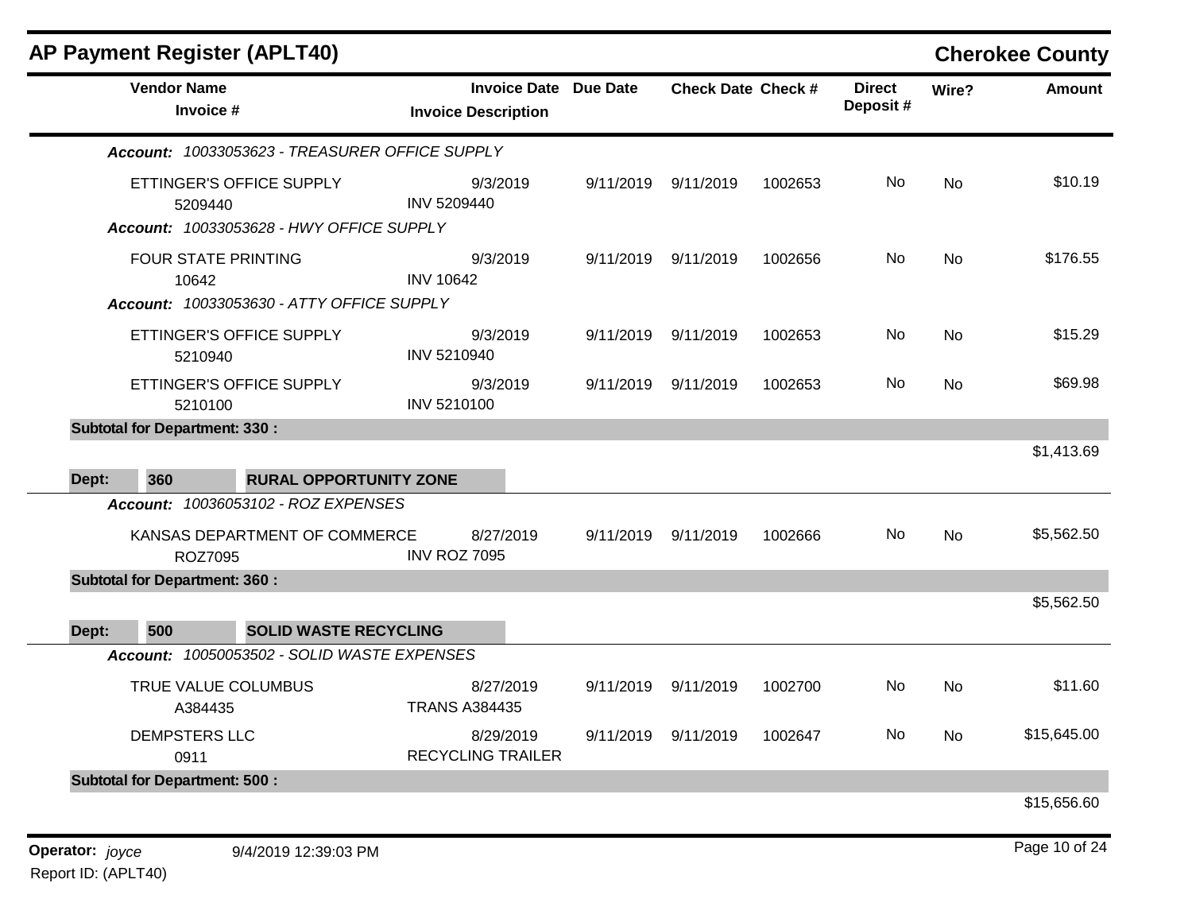## AP Payment Register (APLT40)

**Cherokee County**

| Vendor Name / Invoice # | Invoice Date / Invoice Description | Due Date | Check Date | Check # | Direct Deposit # | Wire? | Amount |
|---|---|---|---|---|---|---|---|
| ***Account: 10033053623 - TREASURER OFFICE SUPPLY*** | | | | | | | |
| ETTINGER'S OFFICE SUPPLY<br>5209440 | 9/3/2019<br>INV 5209440 | 9/11/2019 | 9/11/2019 | 1002653 | No | No | $10.19 |
| ***Account: 10033053628 - HWY OFFICE SUPPLY*** | | | | | | | |
| FOUR STATE PRINTING<br>10642 | 9/3/2019<br>INV 10642 | 9/11/2019 | 9/11/2019 | 1002656 | No | No | $176.55 |
| ***Account: 10033053630 - ATTY OFFICE SUPPLY*** | | | | | | | |
| ETTINGER'S OFFICE SUPPLY<br>5210940 | 9/3/2019<br>INV 5210940 | 9/11/2019 | 9/11/2019 | 1002653 | No | No | $15.29 |
| ETTINGER'S OFFICE SUPPLY<br>5210100 | 9/3/2019<br>INV 5210100 | 9/11/2019 | 9/11/2019 | 1002653 | No | No | $69.98 |
| **Subtotal for Department: 330 :** | | | | | | | $1,413.69 |
| **Dept: 360 RURAL OPPORTUNITY ZONE** | | | | | | | |
| ***Account: 10036053102 - ROZ EXPENSES*** | | | | | | | |
| KANSAS DEPARTMENT OF COMMERCE<br>ROZ7095 | 8/27/2019<br>INV ROZ 7095 | 9/11/2019 | 9/11/2019 | 1002666 | No | No | $5,562.50 |
| **Subtotal for Department: 360 :** | | | | | | | $5,562.50 |
| **Dept: 500 SOLID WASTE RECYCLING** | | | | | | | |
| ***Account: 10050053502 - SOLID WASTE EXPENSES*** | | | | | | | |
| TRUE VALUE COLUMBUS<br>A384435 | 8/27/2019<br>TRANS A384435 | 9/11/2019 | 9/11/2019 | 1002700 | No | No | $11.60 |
| DEMPSTERS LLC<br>0911 | 8/29/2019<br>RECYCLING TRAILER | 9/11/2019 | 9/11/2019 | 1002647 | No | No | $15,645.00 |
| **Subtotal for Department: 500 :** | | | | | | | $15,656.60 |

**Operator:** *joyce* 9/4/2019 12:39:03 PM

Report ID: (APLT40)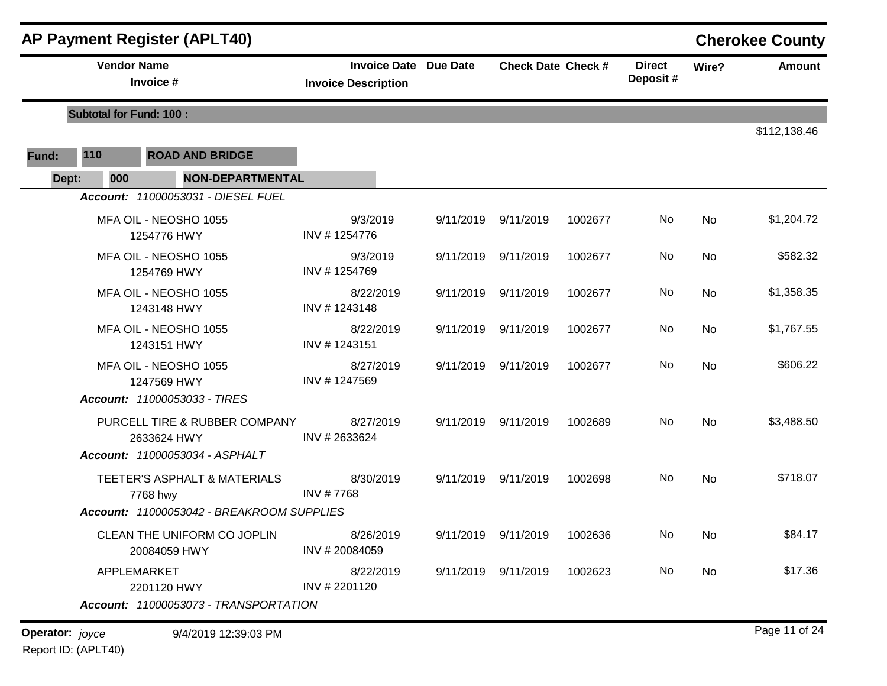# AP Payment Register (APLT40)

## Cherokee County

| Vendor Name / Invoice # | Invoice Date / Invoice Description | Due Date | Check Date | Check # | Direct Deposit # | Wire? | Amount |
|---|---|---|---|---|---|---|---|
| **Subtotal for Fund: 100 :** | | | | | | | $112,138.46 |

**Fund:** 110 **ROAD AND BRIDGE**

**Dept:** 000 **NON-DEPARTMENTAL**

***Account:*** *11000053031 - DIESEL FUEL*

| Vendor Name / Invoice # | Invoice Date / Invoice Description | Due Date | Check Date | Check # | Direct Deposit # | Wire? | Amount |
|---|---|---|---|---|---|---|---|
| MFA OIL - NEOSHO 1055 / 1254776 HWY | 9/3/2019 / INV # 1254776 | 9/11/2019 | 9/11/2019 | 1002677 | No | No | $1,204.72 |
| MFA OIL - NEOSHO 1055 / 1254769 HWY | 9/3/2019 / INV # 1254769 | 9/11/2019 | 9/11/2019 | 1002677 | No | No | $582.32 |
| MFA OIL - NEOSHO 1055 / 1243148 HWY | 8/22/2019 / INV # 1243148 | 9/11/2019 | 9/11/2019 | 1002677 | No | No | $1,358.35 |
| MFA OIL - NEOSHO 1055 / 1243151 HWY | 8/22/2019 / INV # 1243151 | 9/11/2019 | 9/11/2019 | 1002677 | No | No | $1,767.55 |
| MFA OIL - NEOSHO 1055 / 1247569 HWY | 8/27/2019 / INV # 1247569 | 9/11/2019 | 9/11/2019 | 1002677 | No | No | $606.22 |

***Account:*** *11000053033 - TIRES*

| Vendor Name / Invoice # | Invoice Date / Invoice Description | Due Date | Check Date | Check # | Direct Deposit # | Wire? | Amount |
|---|---|---|---|---|---|---|---|
| PURCELL TIRE & RUBBER COMPANY / 2633624 HWY | 8/27/2019 / INV # 2633624 | 9/11/2019 | 9/11/2019 | 1002689 | No | No | $3,488.50 |

***Account:*** *11000053034 - ASPHALT*

| Vendor Name / Invoice # | Invoice Date / Invoice Description | Due Date | Check Date | Check # | Direct Deposit # | Wire? | Amount |
|---|---|---|---|---|---|---|---|
| TEETER'S ASPHALT & MATERIALS / 7768 hwy | 8/30/2019 / INV # 7768 | 9/11/2019 | 9/11/2019 | 1002698 | No | No | $718.07 |

***Account:*** *11000053042 - BREAKROOM SUPPLIES*

| Vendor Name / Invoice # | Invoice Date / Invoice Description | Due Date | Check Date | Check # | Direct Deposit # | Wire? | Amount |
|---|---|---|---|---|---|---|---|
| CLEAN THE UNIFORM CO JOPLIN / 20084059 HWY | 8/26/2019 / INV # 20084059 | 9/11/2019 | 9/11/2019 | 1002636 | No | No | $84.17 |
| APPLEMARKET / 2201120 HWY | 8/22/2019 / INV # 2201120 | 9/11/2019 | 9/11/2019 | 1002623 | No | No | $17.36 |

***Account:*** *11000053073 - TRANSPORTATION*

**Operator:** *joyce* 9/4/2019 12:39:03 PM

Report ID: (APLT40)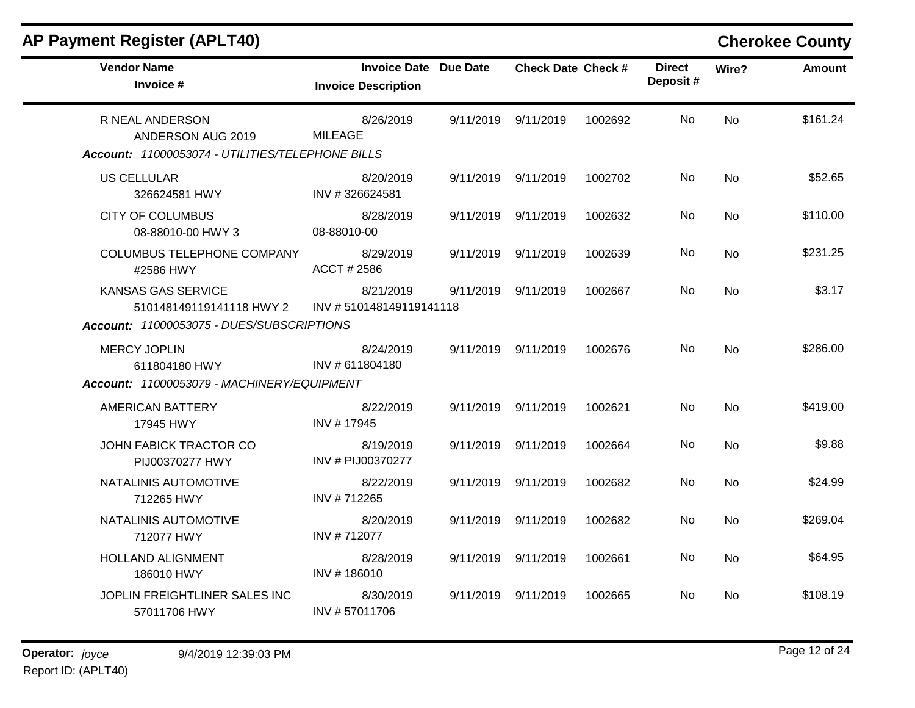## AP Payment Register (APLT40)

**Cherokee County**

| Vendor Name / Invoice # | Invoice Date / Invoice Description | Due Date | Check Date | Check # | Direct Deposit # | Wire? | Amount |
|---|---|---|---|---|---|---|---|
| R NEAL ANDERSON<br>ANDERSON AUG 2019 | 8/26/2019<br>MILEAGE | 9/11/2019 | 9/11/2019 | 1002692 | No | No | $161.24 |
| ***Account: 11000053074 - UTILITIES/TELEPHONE BILLS*** | | | | | | | |
| US CELLULAR<br>326624581 HWY | 8/20/2019<br>INV # 326624581 | 9/11/2019 | 9/11/2019 | 1002702 | No | No | $52.65 |
| CITY OF COLUMBUS<br>08-88010-00 HWY 3 | 8/28/2019<br>08-88010-00 | 9/11/2019 | 9/11/2019 | 1002632 | No | No | $110.00 |
| COLUMBUS TELEPHONE COMPANY<br>#2586 HWY | 8/29/2019<br>ACCT # 2586 | 9/11/2019 | 9/11/2019 | 1002639 | No | No | $231.25 |
| KANSAS GAS SERVICE<br>510148149119141118 HWY 2 | 8/21/2019<br>INV # 510148149119141118 | 9/11/2019 | 9/11/2019 | 1002667 | No | No | $3.17 |
| ***Account: 11000053075 - DUES/SUBSCRIPTIONS*** | | | | | | | |
| MERCY JOPLIN<br>611804180 HWY | 8/24/2019<br>INV # 611804180 | 9/11/2019 | 9/11/2019 | 1002676 | No | No | $286.00 |
| ***Account: 11000053079 - MACHINERY/EQUIPMENT*** | | | | | | | |
| AMERICAN BATTERY<br>17945 HWY | 8/22/2019<br>INV # 17945 | 9/11/2019 | 9/11/2019 | 1002621 | No | No | $419.00 |
| JOHN FABICK TRACTOR CO<br>PIJ00370277 HWY | 8/19/2019<br>INV # PIJ00370277 | 9/11/2019 | 9/11/2019 | 1002664 | No | No | $9.88 |
| NATALINIS AUTOMOTIVE<br>712265 HWY | 8/22/2019<br>INV # 712265 | 9/11/2019 | 9/11/2019 | 1002682 | No | No | $24.99 |
| NATALINIS AUTOMOTIVE<br>712077 HWY | 8/20/2019<br>INV # 712077 | 9/11/2019 | 9/11/2019 | 1002682 | No | No | $269.04 |
| HOLLAND ALIGNMENT<br>186010 HWY | 8/28/2019<br>INV # 186010 | 9/11/2019 | 9/11/2019 | 1002661 | No | No | $64.95 |
| JOPLIN FREIGHTLINER SALES INC<br>57011706 HWY | 8/30/2019<br>INV # 57011706 | 9/11/2019 | 9/11/2019 | 1002665 | No | No | $108.19 |

**Operator:** *joyce* 9/4/2019 12:39:03 PM

Report ID: (APLT40)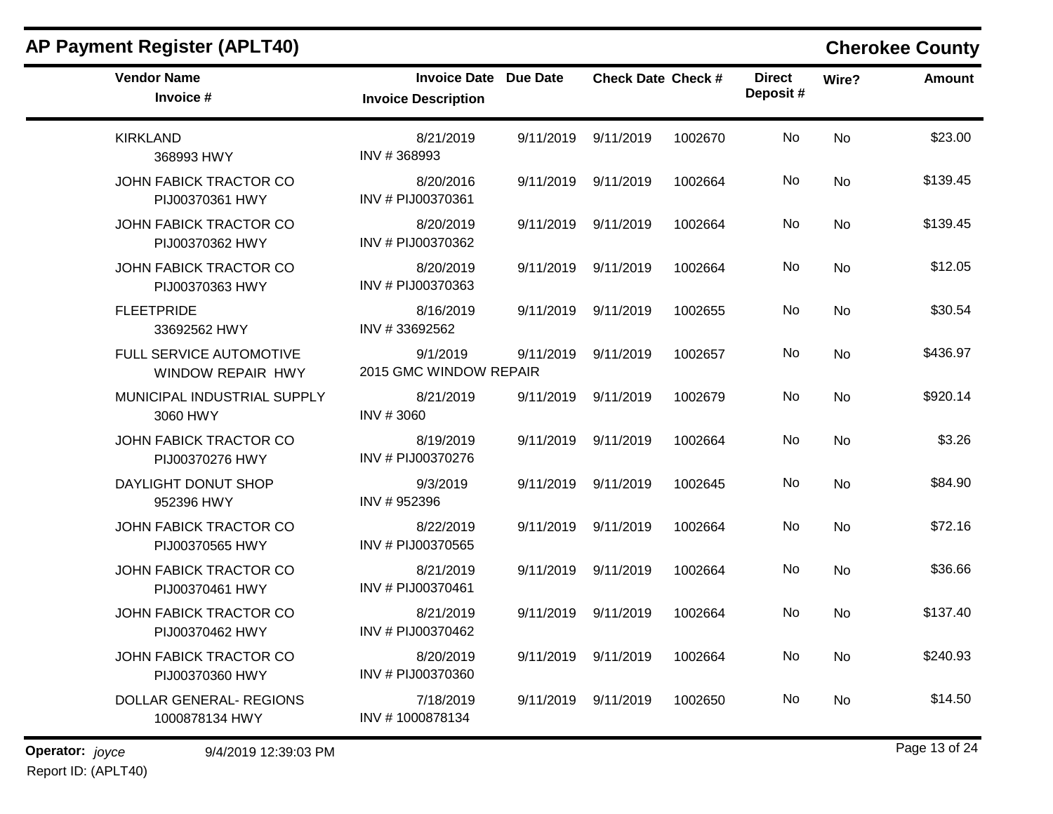## AP Payment Register (APLT40)

## Cherokee County

| Vendor Name / Invoice # | Invoice Date / Invoice Description | Due Date | Check Date | Check # | Direct Deposit # | Wire? | Amount |
|---|---|---|---|---|---|---|---|
| KIRKLAND<br>368993 HWY | 8/21/2019<br>INV # 368993 | 9/11/2019 | 9/11/2019 | 1002670 | No | No | $23.00 |
| JOHN FABICK TRACTOR CO<br>PIJ00370361 HWY | 8/20/2016<br>INV # PIJ00370361 | 9/11/2019 | 9/11/2019 | 1002664 | No | No | $139.45 |
| JOHN FABICK TRACTOR CO<br>PIJ00370362 HWY | 8/20/2019<br>INV # PIJ00370362 | 9/11/2019 | 9/11/2019 | 1002664 | No | No | $139.45 |
| JOHN FABICK TRACTOR CO<br>PIJ00370363 HWY | 8/20/2019<br>INV # PIJ00370363 | 9/11/2019 | 9/11/2019 | 1002664 | No | No | $12.05 |
| FLEETPRIDE<br>33692562 HWY | 8/16/2019<br>INV # 33692562 | 9/11/2019 | 9/11/2019 | 1002655 | No | No | $30.54 |
| FULL SERVICE AUTOMOTIVE<br>WINDOW REPAIR HWY | 9/1/2019<br>2015 GMC WINDOW REPAIR | 9/11/2019 | 9/11/2019 | 1002657 | No | No | $436.97 |
| MUNICIPAL INDUSTRIAL SUPPLY<br>3060 HWY | 8/21/2019<br>INV # 3060 | 9/11/2019 | 9/11/2019 | 1002679 | No | No | $920.14 |
| JOHN FABICK TRACTOR CO<br>PIJ00370276 HWY | 8/19/2019<br>INV # PIJ00370276 | 9/11/2019 | 9/11/2019 | 1002664 | No | No | $3.26 |
| DAYLIGHT DONUT SHOP<br>952396 HWY | 9/3/2019<br>INV # 952396 | 9/11/2019 | 9/11/2019 | 1002645 | No | No | $84.90 |
| JOHN FABICK TRACTOR CO<br>PIJ00370565 HWY | 8/22/2019<br>INV # PIJ00370565 | 9/11/2019 | 9/11/2019 | 1002664 | No | No | $72.16 |
| JOHN FABICK TRACTOR CO<br>PIJ00370461 HWY | 8/21/2019<br>INV # PIJ00370461 | 9/11/2019 | 9/11/2019 | 1002664 | No | No | $36.66 |
| JOHN FABICK TRACTOR CO<br>PIJ00370462 HWY | 8/21/2019<br>INV # PIJ00370462 | 9/11/2019 | 9/11/2019 | 1002664 | No | No | $137.40 |
| JOHN FABICK TRACTOR CO<br>PIJ00370360 HWY | 8/20/2019<br>INV # PIJ00370360 | 9/11/2019 | 9/11/2019 | 1002664 | No | No | $240.93 |
| DOLLAR GENERAL- REGIONS<br>1000878134 HWY | 7/18/2019<br>INV # 1000878134 | 9/11/2019 | 9/11/2019 | 1002650 | No | No | $14.50 |

**Operator:** *joyce* 9/4/2019 12:39:03 PM

Report ID: (APLT40)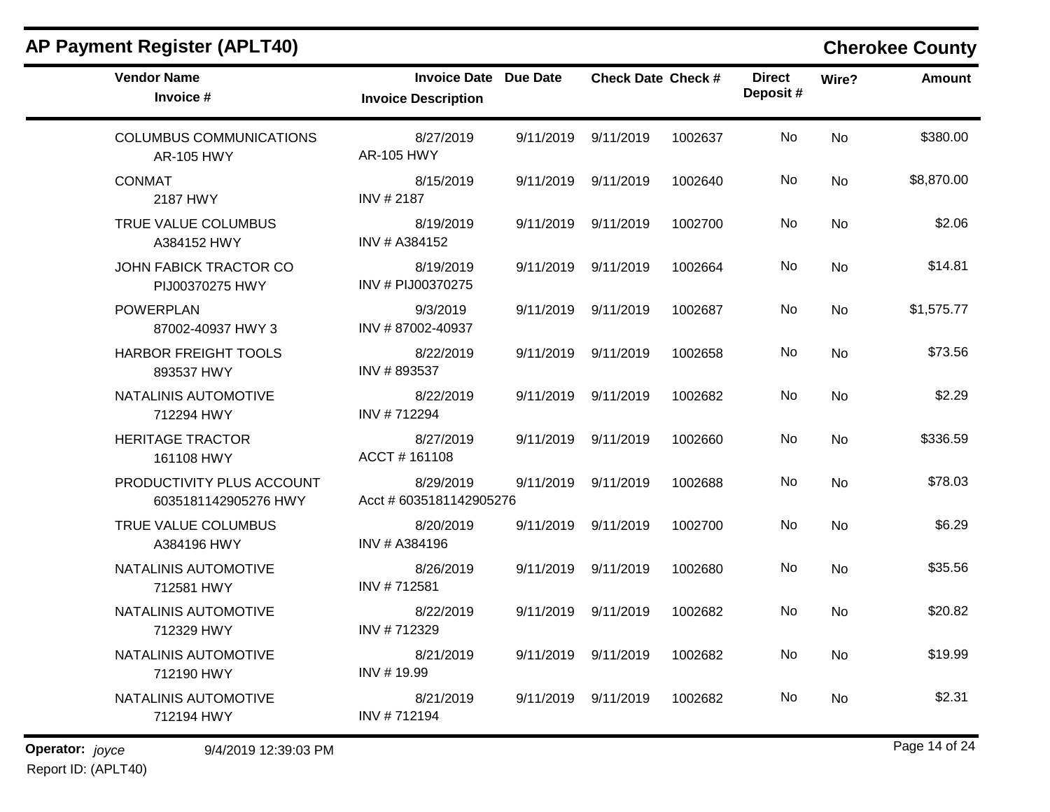## AP Payment Register (APLT40)

## Cherokee County

| Vendor Name / Invoice # | Invoice Date / Invoice Description | Due Date | Check Date | Check # | Direct Deposit # | Wire? | Amount |
|---|---|---|---|---|---|---|---|
| COLUMBUS COMMUNICATIONS<br>AR-105 HWY | 8/27/2019<br>AR-105 HWY | 9/11/2019 | 9/11/2019 | 1002637 | No | No | $380.00 |
| CONMAT<br>2187 HWY | 8/15/2019<br>INV # 2187 | 9/11/2019 | 9/11/2019 | 1002640 | No | No | $8,870.00 |
| TRUE VALUE COLUMBUS<br>A384152 HWY | 8/19/2019<br>INV # A384152 | 9/11/2019 | 9/11/2019 | 1002700 | No | No | $2.06 |
| JOHN FABICK TRACTOR CO<br>PIJ00370275 HWY | 8/19/2019<br>INV # PIJ00370275 | 9/11/2019 | 9/11/2019 | 1002664 | No | No | $14.81 |
| POWERPLAN<br>87002-40937 HWY 3 | 9/3/2019<br>INV # 87002-40937 | 9/11/2019 | 9/11/2019 | 1002687 | No | No | $1,575.77 |
| HARBOR FREIGHT TOOLS<br>893537 HWY | 8/22/2019<br>INV # 893537 | 9/11/2019 | 9/11/2019 | 1002658 | No | No | $73.56 |
| NATALINIS AUTOMOTIVE<br>712294 HWY | 8/22/2019<br>INV # 712294 | 9/11/2019 | 9/11/2019 | 1002682 | No | No | $2.29 |
| HERITAGE TRACTOR<br>161108 HWY | 8/27/2019<br>ACCT # 161108 | 9/11/2019 | 9/11/2019 | 1002660 | No | No | $336.59 |
| PRODUCTIVITY PLUS ACCOUNT<br>6035181142905276 HWY | 8/29/2019<br>Acct # 6035181142905276 | 9/11/2019 | 9/11/2019 | 1002688 | No | No | $78.03 |
| TRUE VALUE COLUMBUS<br>A384196 HWY | 8/20/2019<br>INV # A384196 | 9/11/2019 | 9/11/2019 | 1002700 | No | No | $6.29 |
| NATALINIS AUTOMOTIVE<br>712581 HWY | 8/26/2019<br>INV # 712581 | 9/11/2019 | 9/11/2019 | 1002680 | No | No | $35.56 |
| NATALINIS AUTOMOTIVE<br>712329 HWY | 8/22/2019<br>INV # 712329 | 9/11/2019 | 9/11/2019 | 1002682 | No | No | $20.82 |
| NATALINIS AUTOMOTIVE<br>712190 HWY | 8/21/2019<br>INV # 19.99 | 9/11/2019 | 9/11/2019 | 1002682 | No | No | $19.99 |
| NATALINIS AUTOMOTIVE<br>712194 HWY | 8/21/2019<br>INV # 712194 | 9/11/2019 | 9/11/2019 | 1002682 | No | No | $2.31 |

**Operator:** *joyce* 9/4/2019 12:39:03 PM

Report ID: (APLT40)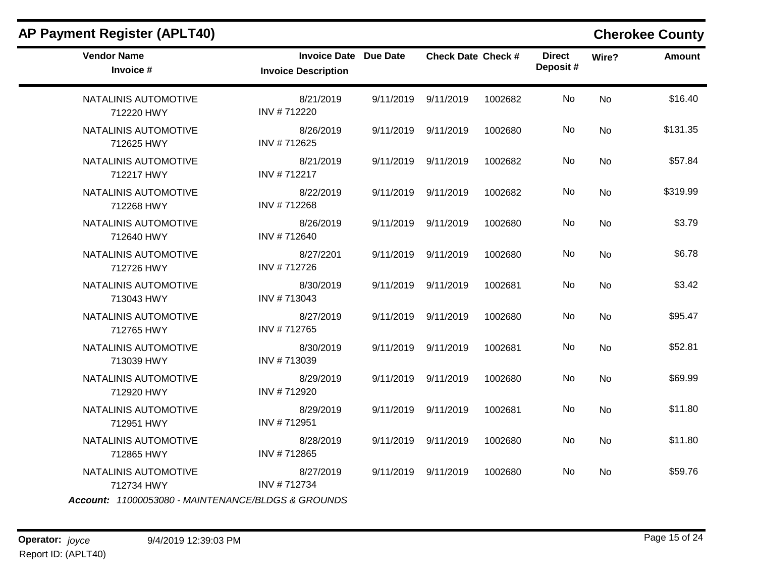## AP Payment Register (APLT40)

**Cherokee County**

| Vendor Name / Invoice # | Invoice Date / Invoice Description | Due Date | Check Date | Check # | Direct Deposit # | Wire? | Amount |
|---|---|---|---|---|---|---|---|
| NATALINIS AUTOMOTIVE<br>712220 HWY | 8/21/2019<br>INV # 712220 | 9/11/2019 | 9/11/2019 | 1002682 | No | No | $16.40 |
| NATALINIS AUTOMOTIVE<br>712625 HWY | 8/26/2019<br>INV # 712625 | 9/11/2019 | 9/11/2019 | 1002680 | No | No | $131.35 |
| NATALINIS AUTOMOTIVE<br>712217 HWY | 8/21/2019<br>INV # 712217 | 9/11/2019 | 9/11/2019 | 1002682 | No | No | $57.84 |
| NATALINIS AUTOMOTIVE<br>712268 HWY | 8/22/2019<br>INV # 712268 | 9/11/2019 | 9/11/2019 | 1002682 | No | No | $319.99 |
| NATALINIS AUTOMOTIVE<br>712640 HWY | 8/26/2019<br>INV # 712640 | 9/11/2019 | 9/11/2019 | 1002680 | No | No | $3.79 |
| NATALINIS AUTOMOTIVE<br>712726 HWY | 8/27/2201<br>INV # 712726 | 9/11/2019 | 9/11/2019 | 1002680 | No | No | $6.78 |
| NATALINIS AUTOMOTIVE<br>713043 HWY | 8/30/2019<br>INV # 713043 | 9/11/2019 | 9/11/2019 | 1002681 | No | No | $3.42 |
| NATALINIS AUTOMOTIVE<br>712765 HWY | 8/27/2019<br>INV # 712765 | 9/11/2019 | 9/11/2019 | 1002680 | No | No | $95.47 |
| NATALINIS AUTOMOTIVE<br>713039 HWY | 8/30/2019<br>INV # 713039 | 9/11/2019 | 9/11/2019 | 1002681 | No | No | $52.81 |
| NATALINIS AUTOMOTIVE<br>712920 HWY | 8/29/2019<br>INV # 712920 | 9/11/2019 | 9/11/2019 | 1002680 | No | No | $69.99 |
| NATALINIS AUTOMOTIVE<br>712951 HWY | 8/29/2019<br>INV # 712951 | 9/11/2019 | 9/11/2019 | 1002681 | No | No | $11.80 |
| NATALINIS AUTOMOTIVE<br>712865 HWY | 8/28/2019<br>INV # 712865 | 9/11/2019 | 9/11/2019 | 1002680 | No | No | $11.80 |
| NATALINIS AUTOMOTIVE<br>712734 HWY | 8/27/2019<br>INV # 712734 | 9/11/2019 | 9/11/2019 | 1002680 | No | No | $59.76 |

***Account:*** *11000053080 - MAINTENANCE/BLDGS & GROUNDS*

**Operator:** *joyce* 9/4/2019 12:39:03 PM
Report ID: (APLT40)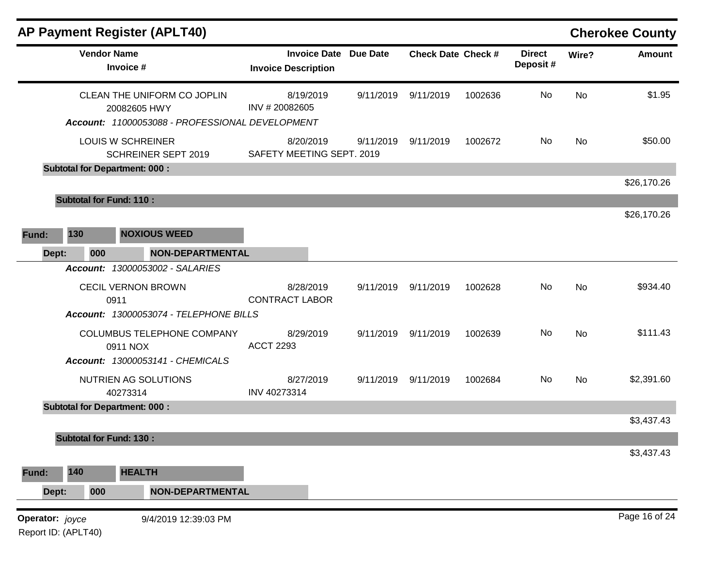## AP Payment Register (APLT40)

**Cherokee County**

| Vendor Name / Invoice # | Invoice Date / Invoice Description | Due Date | Check Date | Check # | Direct Deposit # | Wire? | Amount |
|---|---|---|---|---|---|---|---|
| CLEAN THE UNIFORM CO JOPLIN<br>20082605 HWY | 8/19/2019<br>INV # 20082605 | 9/11/2019 | 9/11/2019 | 1002636 | No | No | $1.95 |
| ***Account:** 11000053088 - PROFESSIONAL DEVELOPMENT* | | | | | | | |
| LOUIS W SCHREINER<br>SCHREINER SEPT 2019 | 8/20/2019<br>SAFETY MEETING SEPT. 2019 | 9/11/2019 | 9/11/2019 | 1002672 | No | No | $50.00 |
| **Subtotal for Department: 000 :** | | | | | | | $26,170.26 |
| **Subtotal for Fund: 110 :** | | | | | | | $26,170.26 |

**Fund: 130 NOXIOUS WEED**

**Dept: 000 NON-DEPARTMENTAL**

| Vendor Name / Invoice # | Invoice Date / Invoice Description | Due Date | Check Date | Check # | Direct Deposit # | Wire? | Amount |
|---|---|---|---|---|---|---|---|
| ***Account:** 13000053002 - SALARIES* | | | | | | | |
| CECIL VERNON BROWN<br>0911 | 8/28/2019<br>CONTRACT LABOR | 9/11/2019 | 9/11/2019 | 1002628 | No | No | $934.40 |
| ***Account:** 13000053074 - TELEPHONE BILLS* | | | | | | | |
| COLUMBUS TELEPHONE COMPANY<br>0911 NOX | 8/29/2019<br>ACCT 2293 | 9/11/2019 | 9/11/2019 | 1002639 | No | No | $111.43 |
| ***Account:** 13000053141 - CHEMICALS* | | | | | | | |
| NUTRIEN AG SOLUTIONS<br>40273314 | 8/27/2019<br>INV 40273314 | 9/11/2019 | 9/11/2019 | 1002684 | No | No | $2,391.60 |
| **Subtotal for Department: 000 :** | | | | | | | $3,437.43 |
| **Subtotal for Fund: 130 :** | | | | | | | $3,437.43 |

**Fund: 140 HEALTH**

**Dept: 000 NON-DEPARTMENTAL**

**Operator:** *joyce* 9/4/2019 12:39:03 PM

Report ID: (APLT40)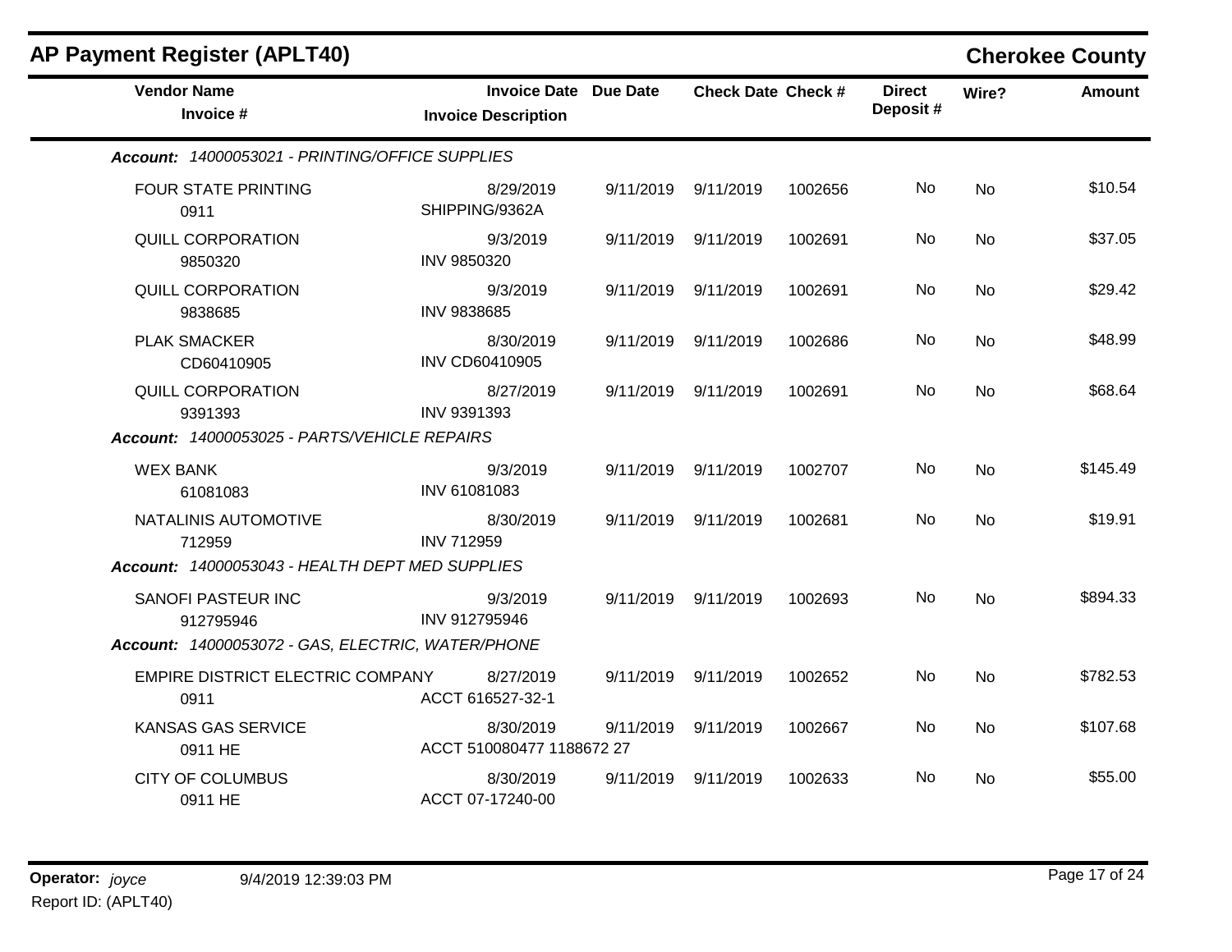# AP Payment Register (APLT40)

**Cherokee County**

| Vendor Name / Invoice # | Invoice Date / Invoice Description | Due Date | Check Date | Check # | Direct Deposit # | Wire? | Amount |
|---|---|---|---|---|---|---|---|
| ***Account: 14000053021 - PRINTING/OFFICE SUPPLIES*** | | | | | | | |
| FOUR STATE PRINTING<br>0911 | 8/29/2019<br>SHIPPING/9362A | 9/11/2019 | 9/11/2019 | 1002656 | No | No | $10.54 |
| QUILL CORPORATION<br>9850320 | 9/3/2019<br>INV 9850320 | 9/11/2019 | 9/11/2019 | 1002691 | No | No | $37.05 |
| QUILL CORPORATION<br>9838685 | 9/3/2019<br>INV 9838685 | 9/11/2019 | 9/11/2019 | 1002691 | No | No | $29.42 |
| PLAK SMACKER<br>CD60410905 | 8/30/2019<br>INV CD60410905 | 9/11/2019 | 9/11/2019 | 1002686 | No | No | $48.99 |
| QUILL CORPORATION<br>9391393 | 8/27/2019<br>INV 9391393 | 9/11/2019 | 9/11/2019 | 1002691 | No | No | $68.64 |
| ***Account: 14000053025 - PARTS/VEHICLE REPAIRS*** | | | | | | | |
| WEX BANK<br>61081083 | 9/3/2019<br>INV 61081083 | 9/11/2019 | 9/11/2019 | 1002707 | No | No | $145.49 |
| NATALINIS AUTOMOTIVE<br>712959 | 8/30/2019<br>INV 712959 | 9/11/2019 | 9/11/2019 | 1002681 | No | No | $19.91 |
| ***Account: 14000053043 - HEALTH DEPT MED SUPPLIES*** | | | | | | | |
| SANOFI PASTEUR INC<br>912795946 | 9/3/2019<br>INV 912795946 | 9/11/2019 | 9/11/2019 | 1002693 | No | No | $894.33 |
| ***Account: 14000053072 - GAS, ELECTRIC, WATER/PHONE*** | | | | | | | |
| EMPIRE DISTRICT ELECTRIC COMPANY<br>0911 | 8/27/2019<br>ACCT 616527-32-1 | 9/11/2019 | 9/11/2019 | 1002652 | No | No | $782.53 |
| KANSAS GAS SERVICE<br>0911 HE | 8/30/2019<br>ACCT 510080477 1188672 27 | 9/11/2019 | 9/11/2019 | 1002667 | No | No | $107.68 |
| CITY OF COLUMBUS<br>0911 HE | 8/30/2019<br>ACCT 07-17240-00 | 9/11/2019 | 9/11/2019 | 1002633 | No | No | $55.00 |

**Operator:** *joyce* 9/4/2019 12:39:03 PM

Report ID: (APLT40)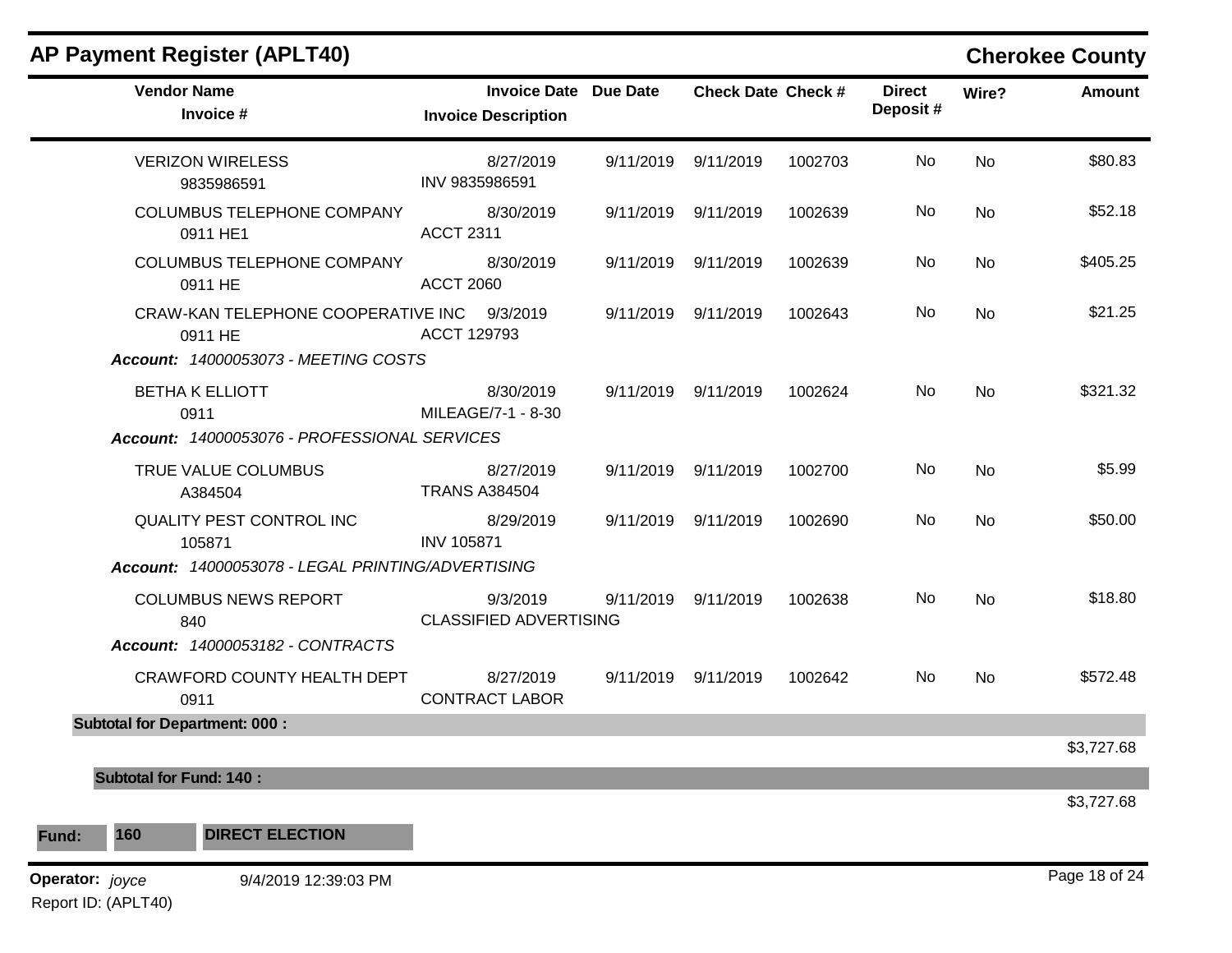## AP Payment Register (APLT40)

**Cherokee County**

| Vendor Name / Invoice # | Invoice Date / Invoice Description | Due Date | Check Date | Check # | Direct Deposit # | Wire? | Amount |
|---|---|---|---|---|---|---|---|
| VERIZON WIRELESS<br>9835986591 | 8/27/2019<br>INV 9835986591 | 9/11/2019 | 9/11/2019 | 1002703 | No | No | $80.83 |
| COLUMBUS TELEPHONE COMPANY<br>0911 HE1 | 8/30/2019<br>ACCT 2311 | 9/11/2019 | 9/11/2019 | 1002639 | No | No | $52.18 |
| COLUMBUS TELEPHONE COMPANY<br>0911 HE | 8/30/2019<br>ACCT 2060 | 9/11/2019 | 9/11/2019 | 1002639 | No | No | $405.25 |
| CRAW-KAN TELEPHONE COOPERATIVE INC<br>0911 HE | 9/3/2019<br>ACCT 129793 | 9/11/2019 | 9/11/2019 | 1002643 | No | No | $21.25 |
| ***Account: 14000053073 - MEETING COSTS*** | | | | | | | |
| BETHA K ELLIOTT<br>0911 | 8/30/2019<br>MILEAGE/7-1 - 8-30 | 9/11/2019 | 9/11/2019 | 1002624 | No | No | $321.32 |
| ***Account: 14000053076 - PROFESSIONAL SERVICES*** | | | | | | | |
| TRUE VALUE COLUMBUS<br>A384504 | 8/27/2019<br>TRANS A384504 | 9/11/2019 | 9/11/2019 | 1002700 | No | No | $5.99 |
| QUALITY PEST CONTROL INC<br>105871 | 8/29/2019<br>INV 105871 | 9/11/2019 | 9/11/2019 | 1002690 | No | No | $50.00 |
| ***Account: 14000053078 - LEGAL PRINTING/ADVERTISING*** | | | | | | | |
| COLUMBUS NEWS REPORT<br>840 | 9/3/2019<br>CLASSIFIED ADVERTISING | 9/11/2019 | 9/11/2019 | 1002638 | No | No | $18.80 |
| ***Account: 14000053182 - CONTRACTS*** | | | | | | | |
| CRAWFORD COUNTY HEALTH DEPT<br>0911 | 8/27/2019<br>CONTRACT LABOR | 9/11/2019 | 9/11/2019 | 1002642 | No | No | $572.48 |
| **Subtotal for Department: 000 :** | | | | | | | $3,727.68 |
| **Subtotal for Fund: 140 :** | | | | | | | $3,727.68 |

**Fund: 160 DIRECT ELECTION**

**Operator:** *joyce* 9/4/2019 12:39:03 PM

Report ID: (APLT40)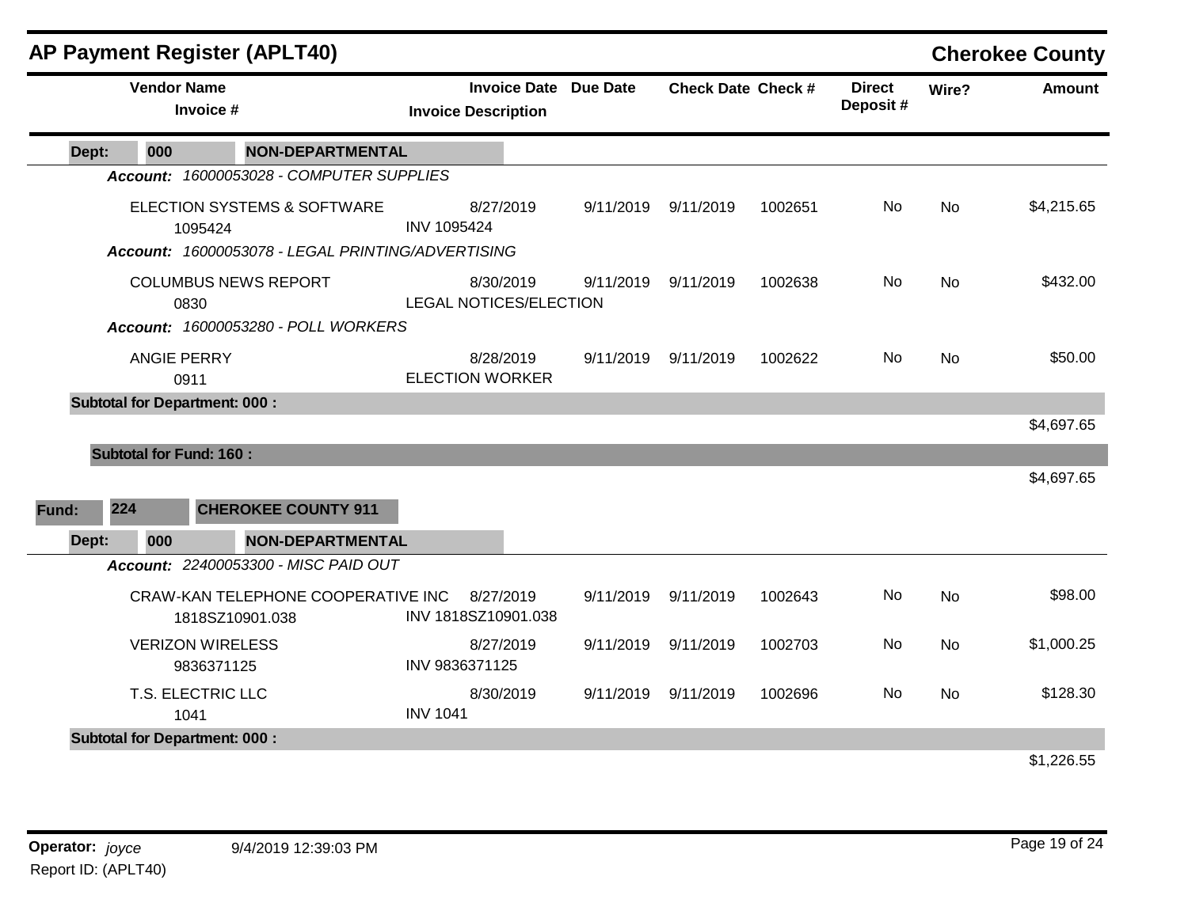# AP Payment Register (APLT40)

**Cherokee County**

| Vendor Name / Invoice # | Invoice Date / Invoice Description | Due Date | Check Date | Check # | Direct Deposit # | Wire? | Amount |
|---|---|---|---|---|---|---|---|
| **Dept: 000 NON-DEPARTMENTAL** | | | | | | | |
| ***Account: 16000053028 - COMPUTER SUPPLIES*** | | | | | | | |
| ELECTION SYSTEMS & SOFTWARE<br>1095424 | 8/27/2019<br>INV 1095424 | 9/11/2019 | 9/11/2019 | 1002651 | No | No | $4,215.65 |
| ***Account: 16000053078 - LEGAL PRINTING/ADVERTISING*** | | | | | | | |
| COLUMBUS NEWS REPORT<br>0830 | 8/30/2019<br>LEGAL NOTICES/ELECTION | 9/11/2019 | 9/11/2019 | 1002638 | No | No | $432.00 |
| ***Account: 16000053280 - POLL WORKERS*** | | | | | | | |
| ANGIE PERRY<br>0911 | 8/28/2019<br>ELECTION WORKER | 9/11/2019 | 9/11/2019 | 1002622 | No | No | $50.00 |
| **Subtotal for Department: 000 :** | | | | | | | $4,697.65 |
| **Subtotal for Fund: 160 :** | | | | | | | $4,697.65 |
| **Fund: 224 CHEROKEE COUNTY 911** | | | | | | | |
| **Dept: 000 NON-DEPARTMENTAL** | | | | | | | |
| ***Account: 22400053300 - MISC PAID OUT*** | | | | | | | |
| CRAW-KAN TELEPHONE COOPERATIVE INC<br>1818SZ10901.038 | 8/27/2019<br>INV 1818SZ10901.038 | 9/11/2019 | 9/11/2019 | 1002643 | No | No | $98.00 |
| VERIZON WIRELESS<br>9836371125 | 8/27/2019<br>INV 9836371125 | 9/11/2019 | 9/11/2019 | 1002703 | No | No | $1,000.25 |
| T.S. ELECTRIC LLC<br>1041 | 8/30/2019<br>INV 1041 | 9/11/2019 | 9/11/2019 | 1002696 | No | No | $128.30 |
| **Subtotal for Department: 000 :** | | | | | | | $1,226.55 |

**Operator:** *joyce* 9/4/2019 12:39:03 PM
Report ID: (APLT40)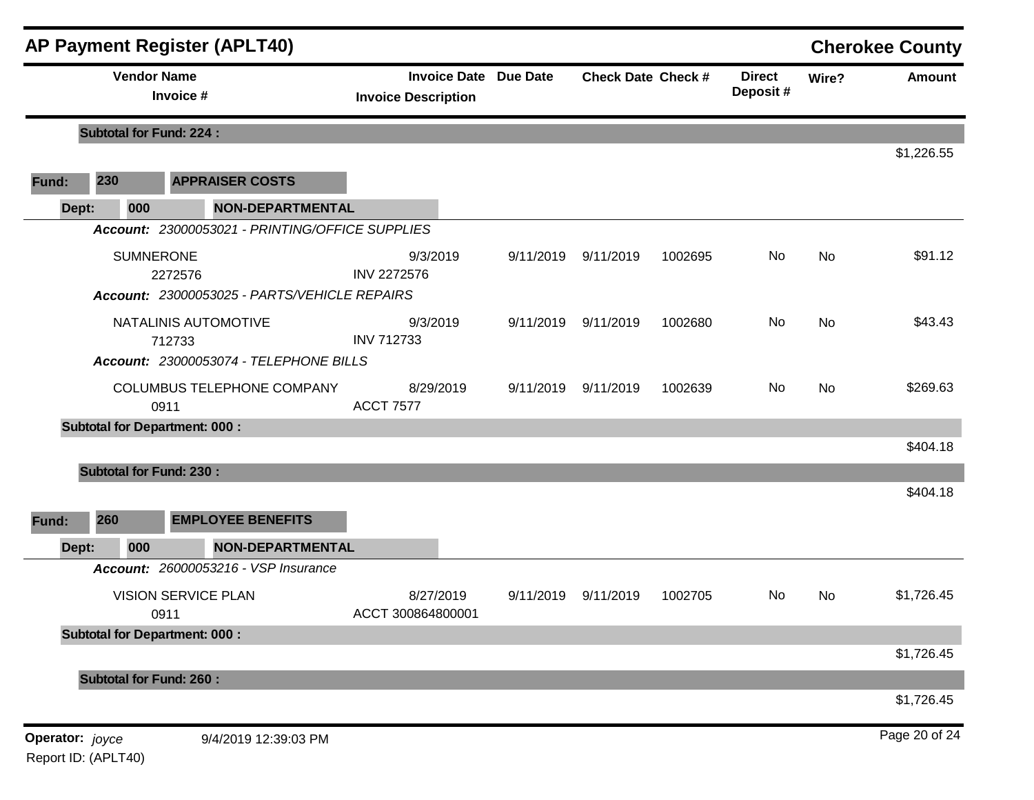## AP Payment Register (APLT40)

**Cherokee County**

| Vendor Name / Invoice # | Invoice Date / Invoice Description | Due Date | Check Date | Check # | Direct Deposit # | Wire? | Amount |
|---|---|---|---|---|---|---|---|
| **Subtotal for Fund: 224 :** | | | | | | | $1,226.55 |
| **Fund: 230 APPRAISER COSTS** | | | | | | | |
| **Dept: 000 NON-DEPARTMENTAL** | | | | | | | |
| ***Account:*** *23000053021 - PRINTING/OFFICE SUPPLIES* | | | | | | | |
| SUMNERONE<br>2272576 | 9/3/2019<br>INV 2272576 | 9/11/2019 | 9/11/2019 | 1002695 | No | No | $91.12 |
| ***Account:*** *23000053025 - PARTS/VEHICLE REPAIRS* | | | | | | | |
| NATALINIS AUTOMOTIVE<br>712733 | 9/3/2019<br>INV 712733 | 9/11/2019 | 9/11/2019 | 1002680 | No | No | $43.43 |
| ***Account:*** *23000053074 - TELEPHONE BILLS* | | | | | | | |
| COLUMBUS TELEPHONE COMPANY<br>0911 | 8/29/2019<br>ACCT 7577 | 9/11/2019 | 9/11/2019 | 1002639 | No | No | $269.63 |
| **Subtotal for Department: 000 :** | | | | | | | $404.18 |
| **Subtotal for Fund: 230 :** | | | | | | | $404.18 |
| **Fund: 260 EMPLOYEE BENEFITS** | | | | | | | |
| **Dept: 000 NON-DEPARTMENTAL** | | | | | | | |
| ***Account:*** *26000053216 - VSP Insurance* | | | | | | | |
| VISION SERVICE PLAN<br>0911 | 8/27/2019<br>ACCT 300864800001 | 9/11/2019 | 9/11/2019 | 1002705 | No | No | $1,726.45 |
| **Subtotal for Department: 000 :** | | | | | | | $1,726.45 |
| **Subtotal for Fund: 260 :** | | | | | | | $1,726.45 |

**Operator:** *joyce* 9/4/2019 12:39:03 PM

Report ID: (APLT40)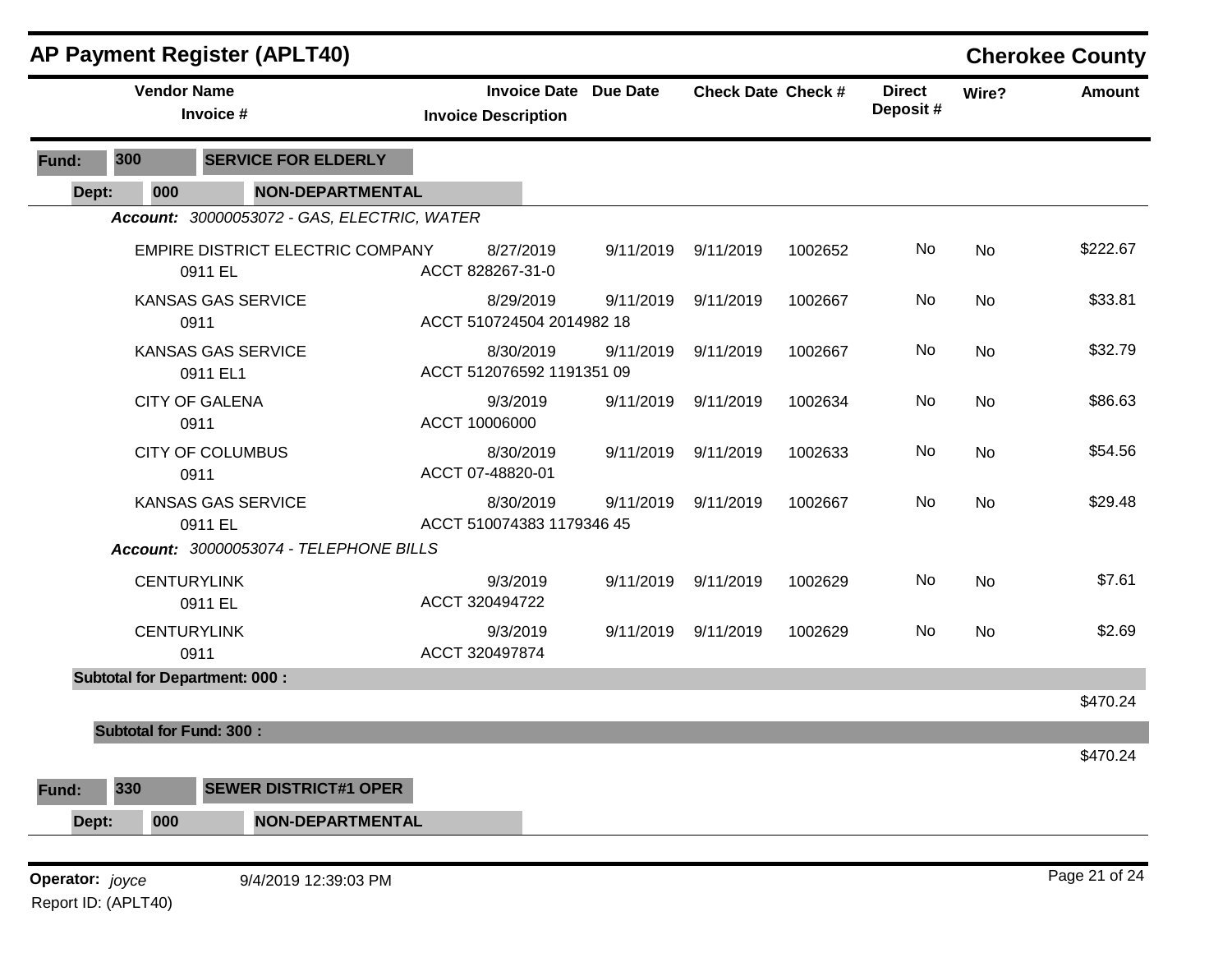# AP Payment Register (APLT40)

## Cherokee County

| Vendor Name / Invoice # | Invoice Date / Invoice Description | Due Date | Check Date | Check # | Direct Deposit # | Wire? | Amount |
|---|---|---|---|---|---|---|---|
| **Fund: 300 SERVICE FOR ELDERLY** | | | | | | | |
| **Dept: 000 NON-DEPARTMENTAL** | | | | | | | |
| ***Account: 30000053072 - GAS, ELECTRIC, WATER*** | | | | | | | |
| EMPIRE DISTRICT ELECTRIC COMPANY<br>0911 EL | 8/27/2019<br>ACCT 828267-31-0 | 9/11/2019 | 9/11/2019 | 1002652 | No | No | $222.67 |
| KANSAS GAS SERVICE<br>0911 | 8/29/2019<br>ACCT 510724504 2014982 18 | 9/11/2019 | 9/11/2019 | 1002667 | No | No | $33.81 |
| KANSAS GAS SERVICE<br>0911 EL1 | 8/30/2019<br>ACCT 512076592 1191351 09 | 9/11/2019 | 9/11/2019 | 1002667 | No | No | $32.79 |
| CITY OF GALENA<br>0911 | 9/3/2019<br>ACCT 10006000 | 9/11/2019 | 9/11/2019 | 1002634 | No | No | $86.63 |
| CITY OF COLUMBUS<br>0911 | 8/30/2019<br>ACCT 07-48820-01 | 9/11/2019 | 9/11/2019 | 1002633 | No | No | $54.56 |
| KANSAS GAS SERVICE<br>0911 EL | 8/30/2019<br>ACCT 510074383 1179346 45 | 9/11/2019 | 9/11/2019 | 1002667 | No | No | $29.48 |
| ***Account: 30000053074 - TELEPHONE BILLS*** | | | | | | | |
| CENTURYLINK<br>0911 EL | 9/3/2019<br>ACCT 320494722 | 9/11/2019 | 9/11/2019 | 1002629 | No | No | $7.61 |
| CENTURYLINK<br>0911 | 9/3/2019<br>ACCT 320497874 | 9/11/2019 | 9/11/2019 | 1002629 | No | No | $2.69 |
| **Subtotal for Department: 000 :** | | | | | | | $470.24 |
| **Subtotal for Fund: 300 :** | | | | | | | $470.24 |
| **Fund: 330 SEWER DISTRICT#1 OPER** | | | | | | | |
| **Dept: 000 NON-DEPARTMENTAL** | | | | | | | |

**Operator:** *joyce* 9/4/2019 12:39:03 PM

Report ID: (APLT40)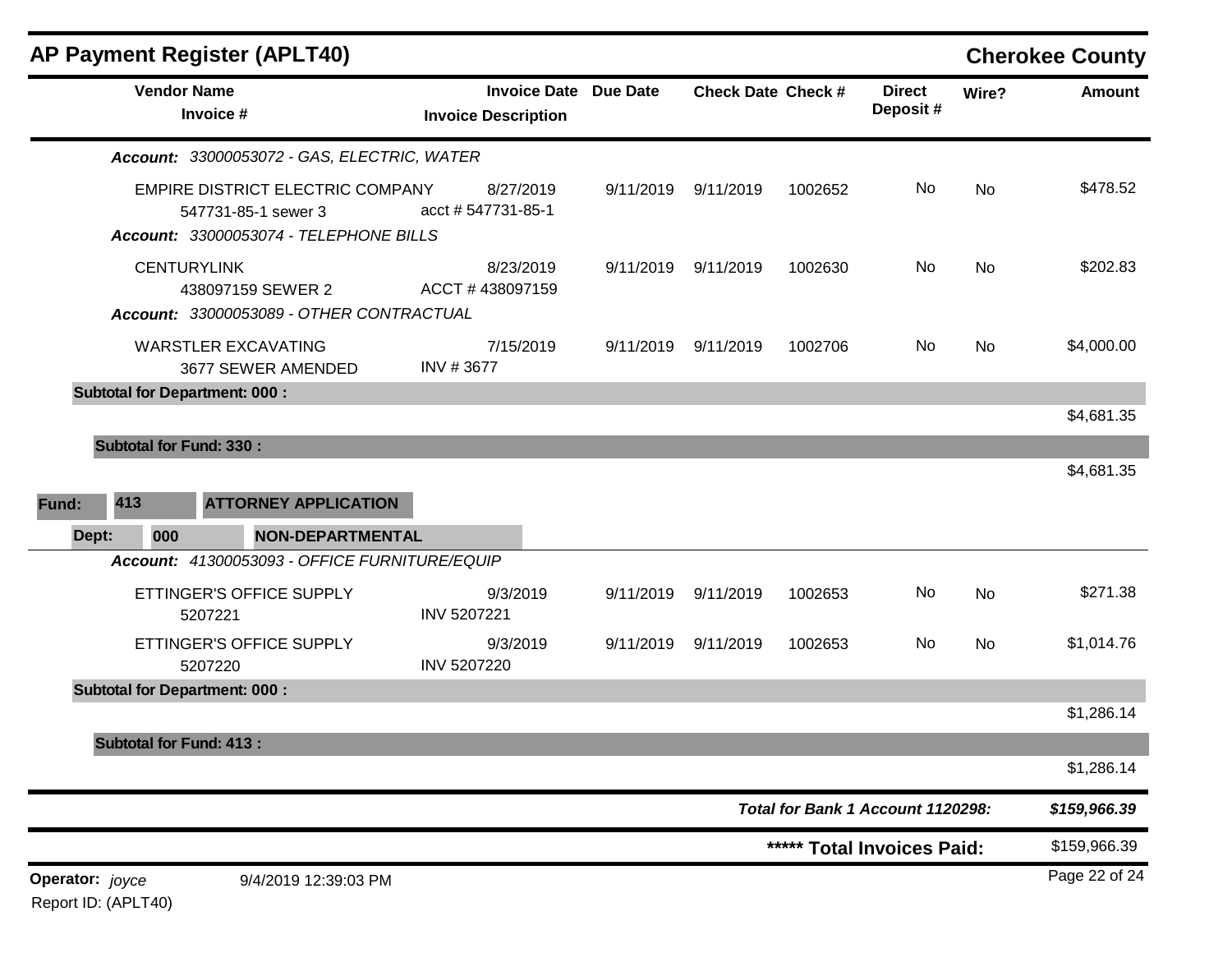## AP Payment Register (APLT40)

**Cherokee County**

| Vendor Name / Invoice # | Invoice Date / Invoice Description | Due Date | Check Date | Check # | Direct Deposit # | Wire? | Amount |
|---|---|---|---|---|---|---|---|
| ***Account:* 33000053072 - GAS, ELECTRIC, WATER** | | | | | | | |
| EMPIRE DISTRICT ELECTRIC COMPANY<br>547731-85-1 sewer 3 | 8/27/2019<br>acct # 547731-85-1 | 9/11/2019 | 9/11/2019 | 1002652 | No | No | $478.52 |
| ***Account:* 33000053074 - TELEPHONE BILLS** | | | | | | | |
| CENTURYLINK<br>438097159 SEWER 2 | 8/23/2019<br>ACCT # 438097159 | 9/11/2019 | 9/11/2019 | 1002630 | No | No | $202.83 |
| ***Account:* 33000053089 - OTHER CONTRACTUAL** | | | | | | | |
| WARSTLER EXCAVATING<br>3677 SEWER AMENDED | 7/15/2019<br>INV # 3677 | 9/11/2019 | 9/11/2019 | 1002706 | No | No | $4,000.00 |
| **Subtotal for Department: 000 :** | | | | | | | $4,681.35 |
| **Subtotal for Fund: 330 :** | | | | | | | $4,681.35 |

**Fund: 413 ATTORNEY APPLICATION**

**Dept: 000 NON-DEPARTMENTAL**

| Vendor Name / Invoice # | Invoice Date / Invoice Description | Due Date | Check Date | Check # | Direct Deposit # | Wire? | Amount |
|---|---|---|---|---|---|---|---|
| ***Account:* 41300053093 - OFFICE FURNITURE/EQUIP** | | | | | | | |
| ETTINGER'S OFFICE SUPPLY<br>5207221 | 9/3/2019<br>INV 5207221 | 9/11/2019 | 9/11/2019 | 1002653 | No | No | $271.38 |
| ETTINGER'S OFFICE SUPPLY<br>5207220 | 9/3/2019<br>INV 5207220 | 9/11/2019 | 9/11/2019 | 1002653 | No | No | $1,014.76 |
| **Subtotal for Department: 000 :** | | | | | | | $1,286.14 |
| **Subtotal for Fund: 413 :** | | | | | | | $1,286.14 |

***Total for Bank 1 Account 1120298:*** ***$159,966.39***

**\*\*\*\*\* Total Invoices Paid:** $159,966.39

**Operator:** *joyce* 9/4/2019 12:39:03 PM

Report ID: (APLT40)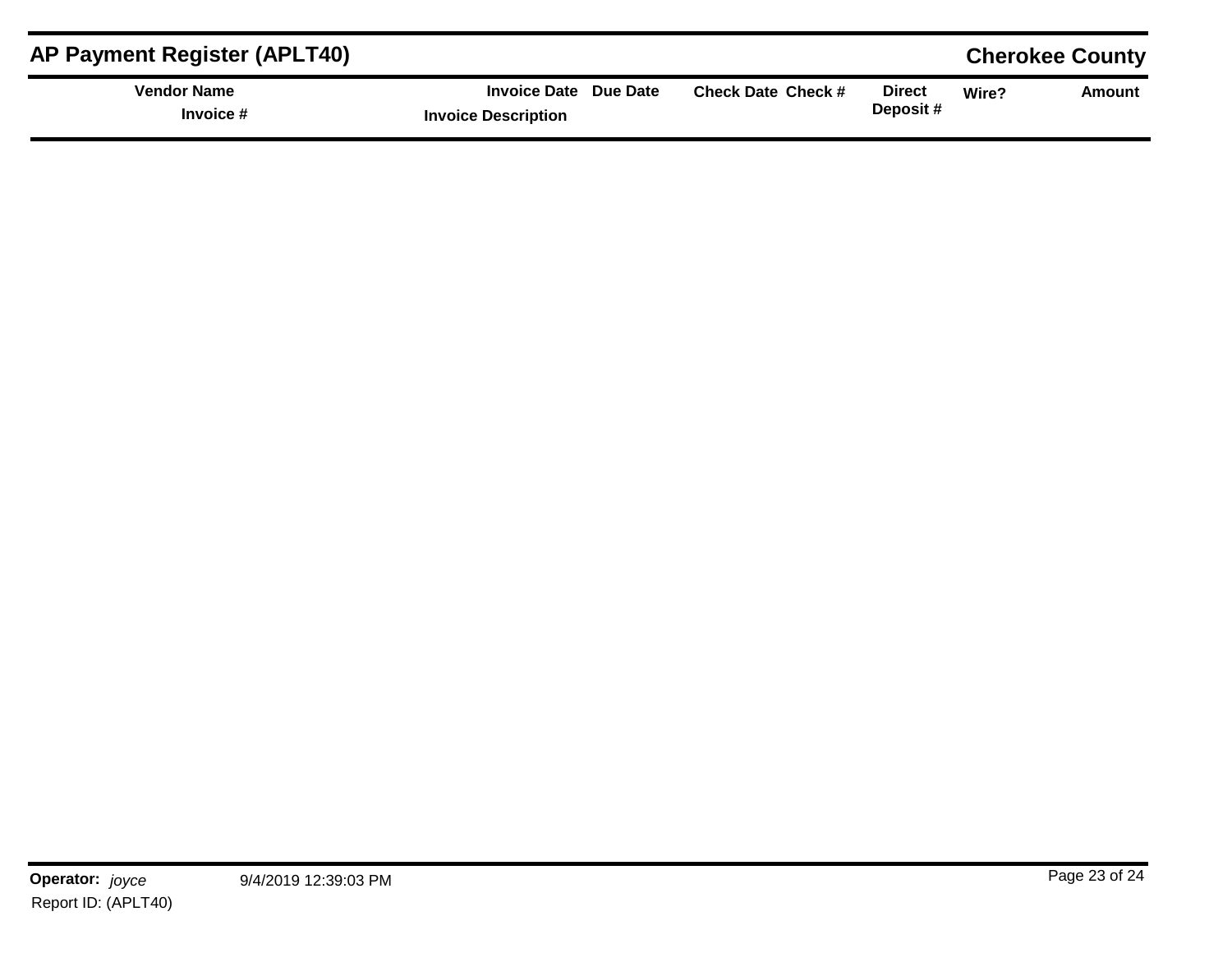# AP Payment Register (APLT40)

**Cherokee County**

| Vendor Name / Invoice # | Invoice Date / Invoice Description | Due Date | Check Date | Check # | Direct Deposit # | Wire? | Amount |
|---|---|---|---|---|---|---|---|

**Operator:** *joyce* 9/4/2019 12:39:03 PM

Report ID: (APLT40)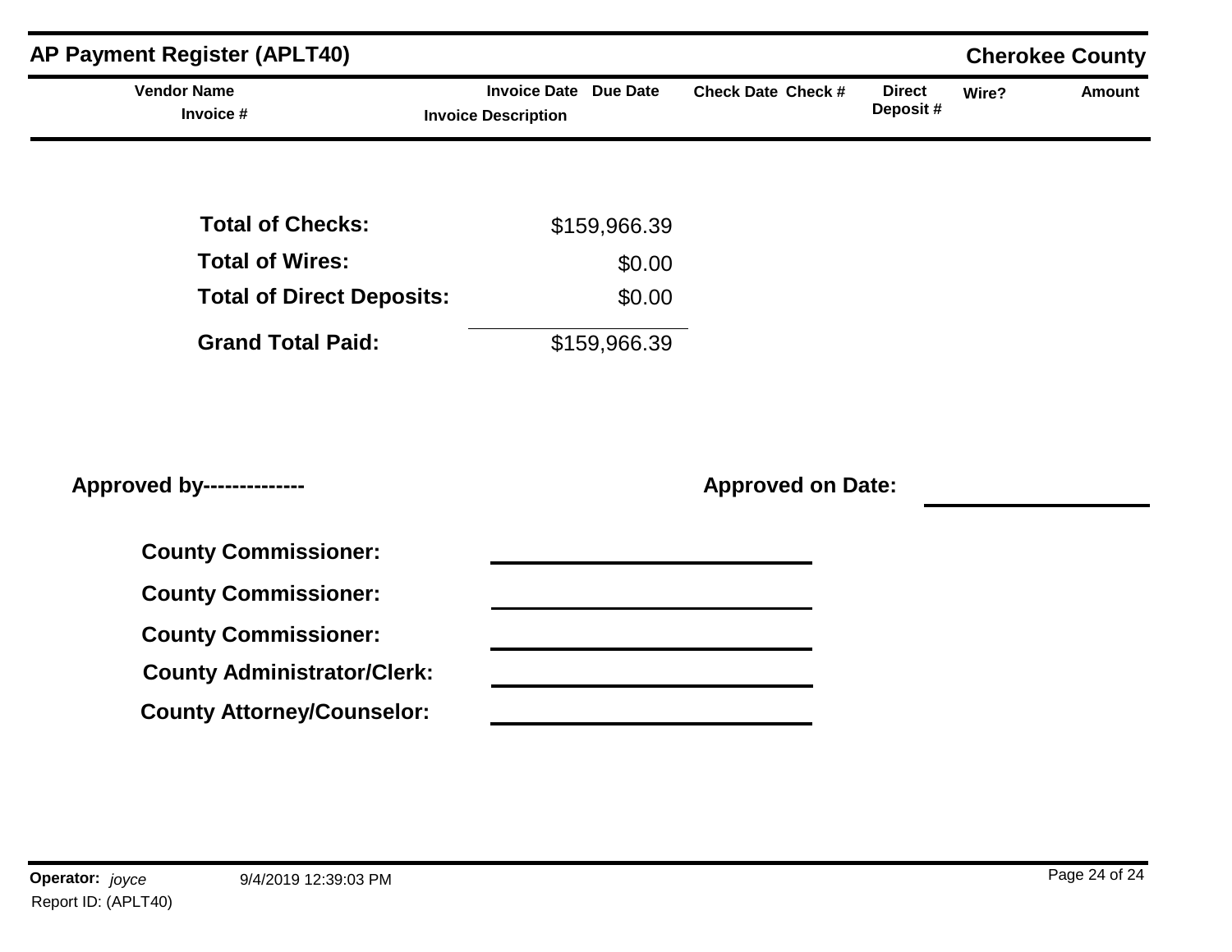# AP Payment Register (APLT40)

**Cherokee County**

| Vendor Name / Invoice # | Invoice Date / Invoice Description | Due Date | Check Date | Check # | Direct Deposit # | Wire? | Amount |
|---|---|---|---|---|---|---|---|

| | |
|---|---|
| **Total of Checks:** | $159,966.39 |
| **Total of Wires:** | $0.00 |
| **Total of Direct Deposits:** | $0.00 |
| **Grand Total Paid:** | $159,966.39 |

**Approved by--------------** **Approved on Date:** ____________________

**County Commissioner:** ______________________________

**County Commissioner:** ______________________________

**County Commissioner:** ______________________________

**County Administrator/Clerk:** ______________________________

**County Attorney/Counselor:** ______________________________

**Operator:** *joyce* 9/4/2019 12:39:03 PM

Report ID: (APLT40)